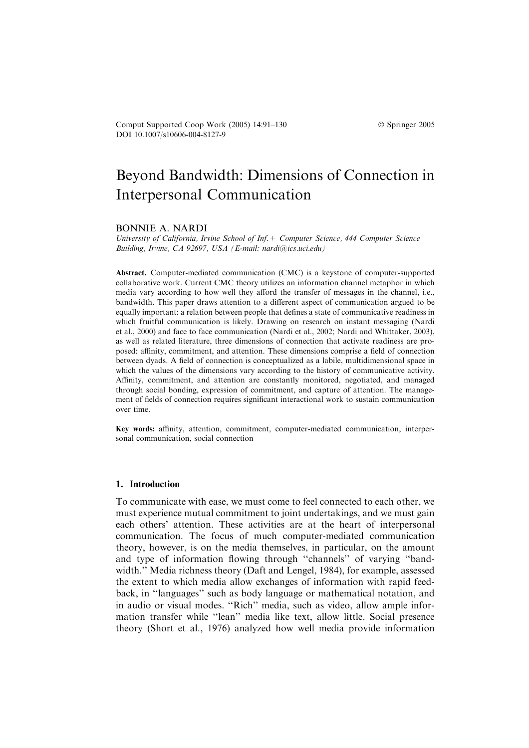# Beyond Bandwidth: Dimensions of Connection in Interpersonal Communication

BONNIE A. NARDI

*University of California, Irvine School of Inf.+ Computer Science, 444 Computer Science Building, Irvine, CA 92697, USA (E-mail: nardi@ics.uci.edu)*

**Abstract.** Computer-mediated communication (CMC) is a keystone of computer-supported collaborative work. Current CMC theory utilizes an information channel metaphor in which media vary according to how well they afford the transfer of messages in the channel, i.e., bandwidth. This paper draws attention to a different aspect of communication argued to be equally important: a relation between people that defines a state of communicative readiness in which fruitful communication is likely. Drawing on research on instant messaging (Nardi et al., 2000) and face to face communication (Nardi et al., 2002; Nardi and Whittaker, 2003), as well as related literature, three dimensions of connection that activate readiness are proposed: affinity, commitment, and attention. These dimensions comprise a field of connection between dyads. A field of connection is conceptualized as a labile, multidimensional space in which the values of the dimensions vary according to the history of communicative activity. Affinity, commitment, and attention are constantly monitored, negotiated, and managed through social bonding, expression of commitment, and capture of attention. The management of fields of connection requires significant interactional work to sustain communication over time.

**Key words:** affinity, attention, commitment, computer-mediated communication, interpersonal communication, social connection

## 1. Introduction

To communicate with ease, we must come to feel connected to each other, we must experience mutual commitment to joint undertakings, and we must gain each others' attention. These activities are at the heart of interpersonal communication. The focus of much computer-mediated communication theory, however, is on the media themselves, in particular, on the amount and type of information flowing through "channels" of varying "bandwidth." Media richness theory (Daft and Lengel, 1984), for example, assessed the extent to which media allow exchanges of information with rapid feedback, in "languages" such as body language or mathematical notation, and in audio or visual modes. "Rich" media, such as video, allow ample information transfer while "lean" media like text, allow little. Social presence theory (Short et al., 1976) analyzed how well media provide information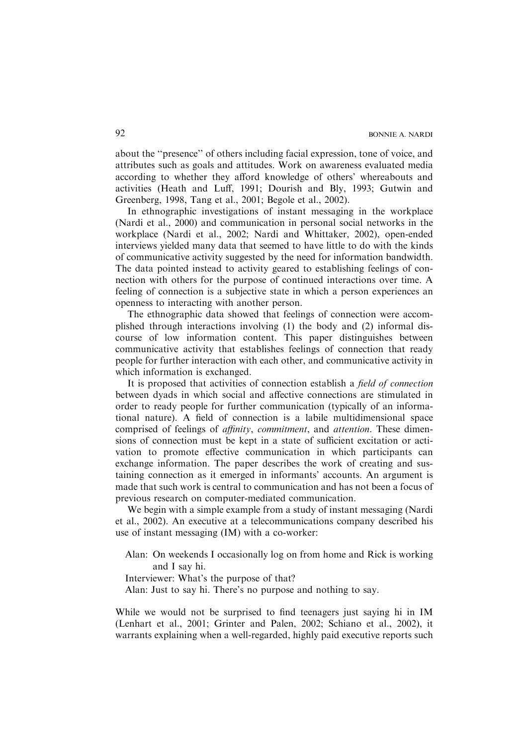about the "presence" of others including facial expression, tone of voice, and attributes such as goals and attitudes. Work on awareness evaluated media according to whether they afford knowledge of others' whereabouts and activities (Heath and Luff, 1991; Dourish and Bly, 1993; Gutwin and Greenberg, 1998, Tang et al., 2001; Begole et al., 2002).

In ethnographic investigations of instant messaging in the workplace (Nardi et al., 2000) and communication in personal social networks in the workplace (Nardi et al., 2002; Nardi and Whittaker, 2002), open-ended interviews yielded many data that seemed to have little to do with the kinds of communicative activity suggested by the need for information bandwidth. The data pointed instead to activity geared to establishing feelings of connection with others for the purpose of continued interactions over time. A feeling of connection is a subjective state in which a person experiences an openness to interacting with another person.

The ethnographic data showed that feelings of connection were accomplished through interactions involving (1) the body and (2) informal discourse of low information content. This paper distinguishes between communicative activity that establishes feelings of connection that ready people for further interaction with each other, and communicative activity in which information is exchanged.

It is proposed that activities of connection establish a *field of connection* between dyads in which social and affective connections are stimulated in order to ready people for further communication (typically of an informational nature). A field of connection is a labile multidimensional space comprised of feelings of *affinity*, *commitment*, and *attention*. These dimensions of connection must be kept in a state of sufficient excitation or activation to promote effective communication in which participants can exchange information. The paper describes the work of creating and sustaining connection as it emerged in informants' accounts. An argument is made that such work is central to communication and has not been a focus of previous research on computer-mediated communication.

We begin with a simple example from a study of instant messaging (Nardi et al., 2002). An executive at a telecommunications company described his use of instant messaging (IM) with a co-worker:

> Alan: On weekends I occasionally log on from home and Rick is working and I say hi.
>
> Interviewer: What's the purpose of that?
>
> Alan: Just to say hi. There's no purpose and nothing to say.

While we would not be surprised to find teenagers just saying hi in IM (Lenhart et al., 2001; Grinter and Palen, 2002; Schiano et al., 2002), it warrants explaining when a well-regarded, highly paid executive reports such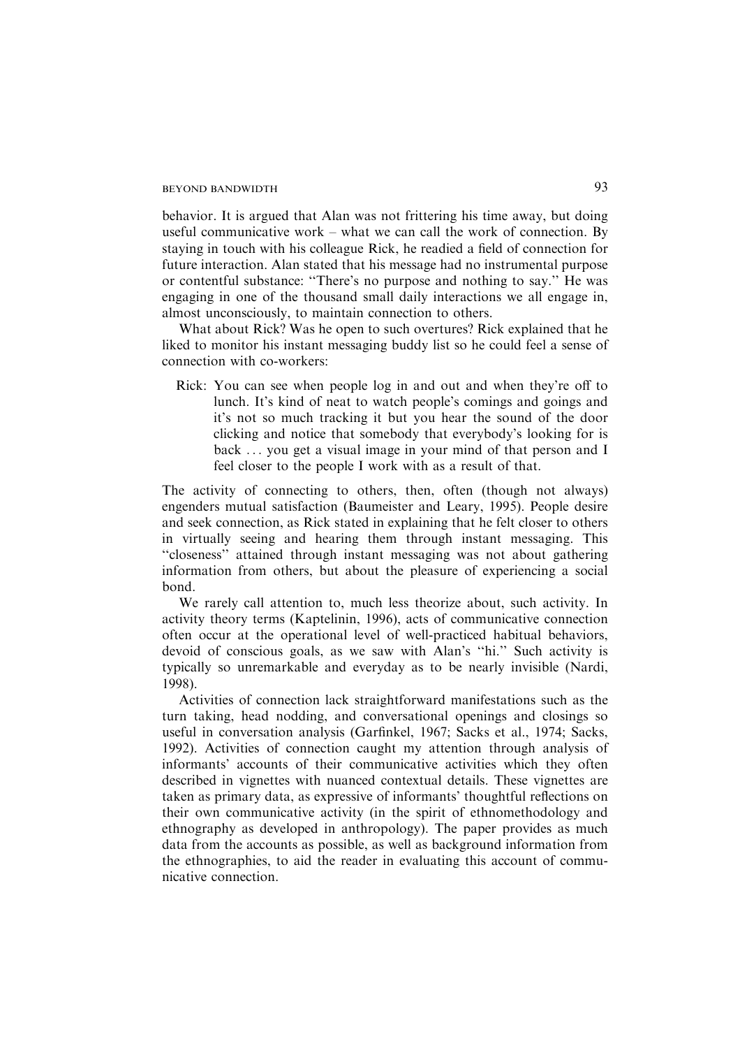behavior. It is argued that Alan was not frittering his time away, but doing useful communicative work – what we can call the work of connection. By staying in touch with his colleague Rick, he readied a field of connection for future interaction. Alan stated that his message had no instrumental purpose or contentful substance: "There's no purpose and nothing to say." He was engaging in one of the thousand small daily interactions we all engage in, almost unconsciously, to maintain connection to others.

What about Rick? Was he open to such overtures? Rick explained that he liked to monitor his instant messaging buddy list so he could feel a sense of connection with co-workers:

> Rick: You can see when people log in and out and when they're off to lunch. It's kind of neat to watch people's comings and goings and it's not so much tracking it but you hear the sound of the door clicking and notice that somebody that everybody's looking for is back ... you get a visual image in your mind of that person and I feel closer to the people I work with as a result of that.

The activity of connecting to others, then, often (though not always) engenders mutual satisfaction (Baumeister and Leary, 1995). People desire and seek connection, as Rick stated in explaining that he felt closer to others in virtually seeing and hearing them through instant messaging. This "closeness" attained through instant messaging was not about gathering information from others, but about the pleasure of experiencing a social bond.

We rarely call attention to, much less theorize about, such activity. In activity theory terms (Kaptelinin, 1996), acts of communicative connection often occur at the operational level of well-practiced habitual behaviors, devoid of conscious goals, as we saw with Alan's "hi." Such activity is typically so unremarkable and everyday as to be nearly invisible (Nardi, 1998).

Activities of connection lack straightforward manifestations such as the turn taking, head nodding, and conversational openings and closings so useful in conversation analysis (Garfinkel, 1967; Sacks et al., 1974; Sacks, 1992). Activities of connection caught my attention through analysis of informants' accounts of their communicative activities which they often described in vignettes with nuanced contextual details. These vignettes are taken as primary data, as expressive of informants' thoughtful reflections on their own communicative activity (in the spirit of ethnomethodology and ethnography as developed in anthropology). The paper provides as much data from the accounts as possible, as well as background information from the ethnographies, to aid the reader in evaluating this account of communicative connection.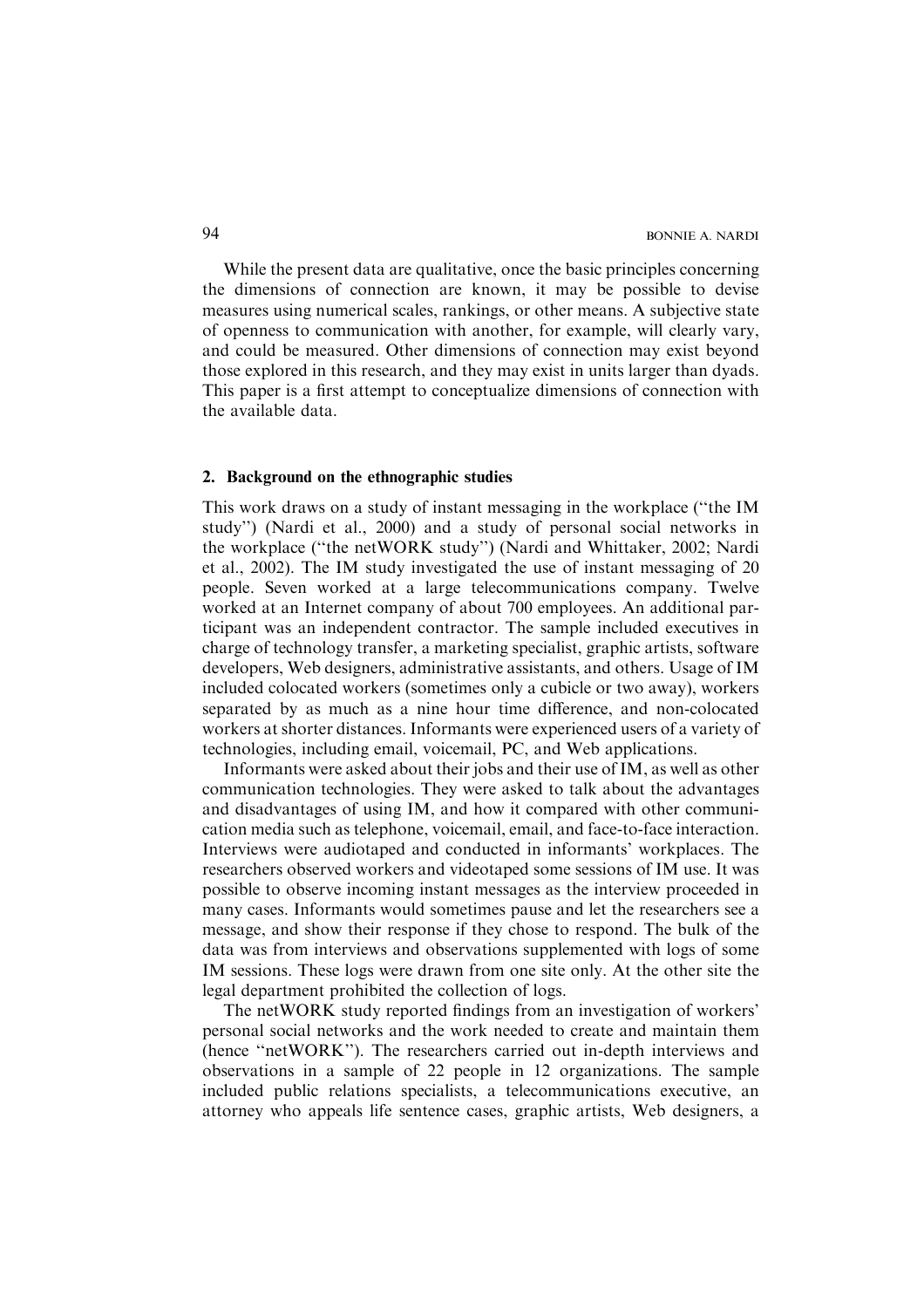While the present data are qualitative, once the basic principles concerning the dimensions of connection are known, it may be possible to devise measures using numerical scales, rankings, or other means. A subjective state of openness to communication with another, for example, will clearly vary, and could be measured. Other dimensions of connection may exist beyond those explored in this research, and they may exist in units larger than dyads. This paper is a first attempt to conceptualize dimensions of connection with the available data.

## 2. Background on the ethnographic studies

This work draws on a study of instant messaging in the workplace ("the IM study") (Nardi et al., 2000) and a study of personal social networks in the workplace ("the netWORK study") (Nardi and Whittaker, 2002; Nardi et al., 2002). The IM study investigated the use of instant messaging of 20 people. Seven worked at a large telecommunications company. Twelve worked at an Internet company of about 700 employees. An additional participant was an independent contractor. The sample included executives in charge of technology transfer, a marketing specialist, graphic artists, software developers, Web designers, administrative assistants, and others. Usage of IM included colocated workers (sometimes only a cubicle or two away), workers separated by as much as a nine hour time difference, and non-colocated workers at shorter distances. Informants were experienced users of a variety of technologies, including email, voicemail, PC, and Web applications.

Informants were asked about their jobs and their use of IM, as well as other communication technologies. They were asked to talk about the advantages and disadvantages of using IM, and how it compared with other communication media such as telephone, voicemail, email, and face-to-face interaction. Interviews were audiotaped and conducted in informants' workplaces. The researchers observed workers and videotaped some sessions of IM use. It was possible to observe incoming instant messages as the interview proceeded in many cases. Informants would sometimes pause and let the researchers see a message, and show their response if they chose to respond. The bulk of the data was from interviews and observations supplemented with logs of some IM sessions. These logs were drawn from one site only. At the other site the legal department prohibited the collection of logs.

The netWORK study reported findings from an investigation of workers' personal social networks and the work needed to create and maintain them (hence "netWORK"). The researchers carried out in-depth interviews and observations in a sample of 22 people in 12 organizations. The sample included public relations specialists, a telecommunications executive, an attorney who appeals life sentence cases, graphic artists, Web designers, a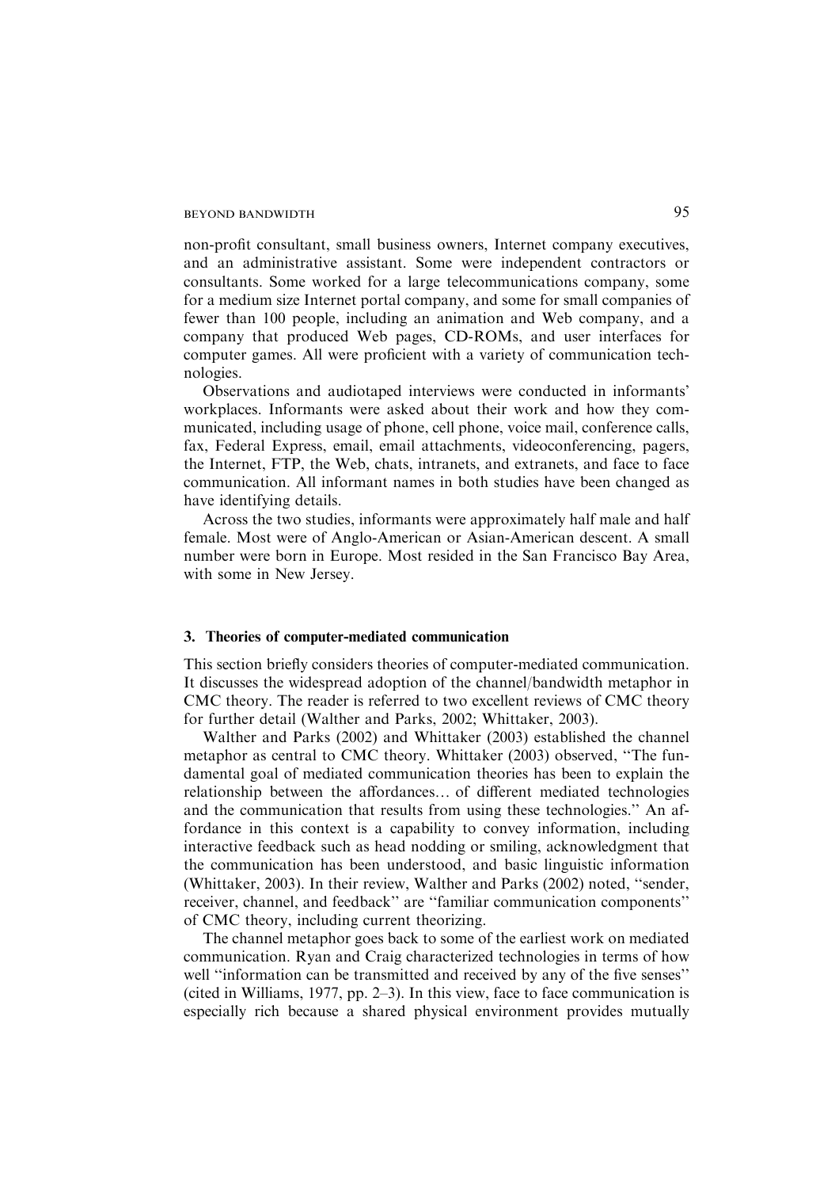non-profit consultant, small business owners, Internet company executives, and an administrative assistant. Some were independent contractors or consultants. Some worked for a large telecommunications company, some for a medium size Internet portal company, and some for small companies of fewer than 100 people, including an animation and Web company, and a company that produced Web pages, CD-ROMs, and user interfaces for computer games. All were proficient with a variety of communication technologies.

Observations and audiotaped interviews were conducted in informants' workplaces. Informants were asked about their work and how they communicated, including usage of phone, cell phone, voice mail, conference calls, fax, Federal Express, email, email attachments, videoconferencing, pagers, the Internet, FTP, the Web, chats, intranets, and extranets, and face to face communication. All informant names in both studies have been changed as have identifying details.

Across the two studies, informants were approximately half male and half female. Most were of Anglo-American or Asian-American descent. A small number were born in Europe. Most resided in the San Francisco Bay Area, with some in New Jersey.

## 3. Theories of computer-mediated communication

This section briefly considers theories of computer-mediated communication. It discusses the widespread adoption of the channel/bandwidth metaphor in CMC theory. The reader is referred to two excellent reviews of CMC theory for further detail (Walther and Parks, 2002; Whittaker, 2003).

Walther and Parks (2002) and Whittaker (2003) established the channel metaphor as central to CMC theory. Whittaker (2003) observed, "The fundamental goal of mediated communication theories has been to explain the relationship between the affordances... of different mediated technologies and the communication that results from using these technologies." An affordance in this context is a capability to convey information, including interactive feedback such as head nodding or smiling, acknowledgment that the communication has been understood, and basic linguistic information (Whittaker, 2003). In their review, Walther and Parks (2002) noted, "sender, receiver, channel, and feedback" are "familiar communication components" of CMC theory, including current theorizing.

The channel metaphor goes back to some of the earliest work on mediated communication. Ryan and Craig characterized technologies in terms of how well "information can be transmitted and received by any of the five senses" (cited in Williams, 1977, pp. 2–3). In this view, face to face communication is especially rich because a shared physical environment provides mutually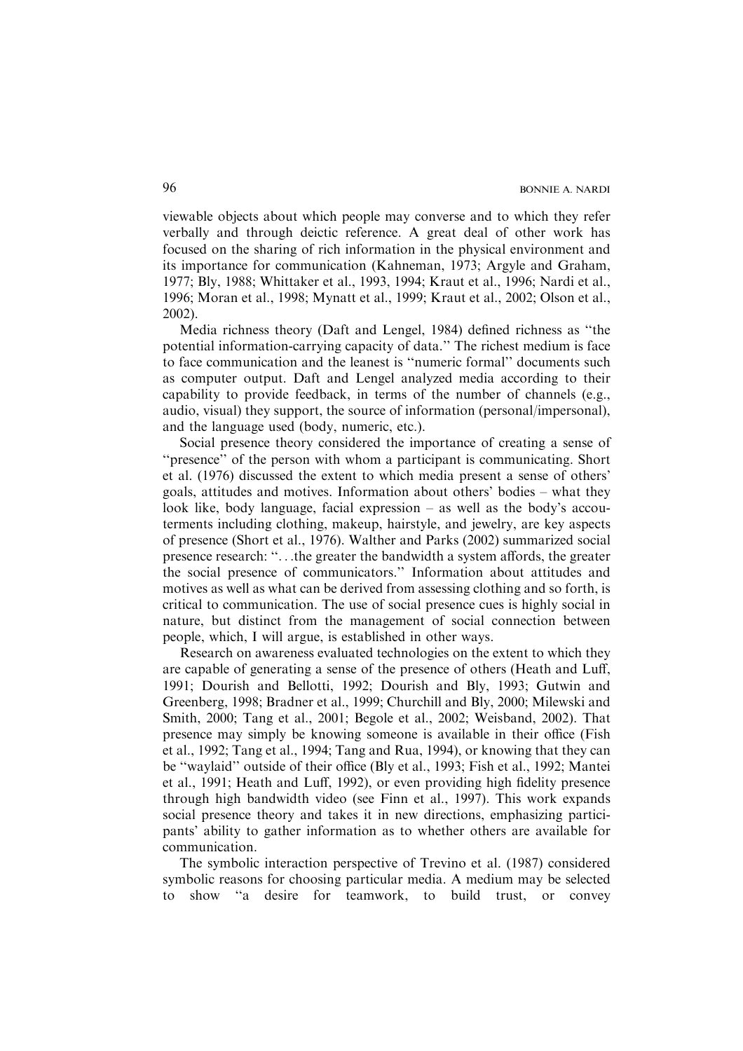viewable objects about which people may converse and to which they refer verbally and through deictic reference. A great deal of other work has focused on the sharing of rich information in the physical environment and its importance for communication (Kahneman, 1973; Argyle and Graham, 1977; Bly, 1988; Whittaker et al., 1993, 1994; Kraut et al., 1996; Nardi et al., 1996; Moran et al., 1998; Mynatt et al., 1999; Kraut et al., 2002; Olson et al., 2002).

Media richness theory (Daft and Lengel, 1984) defined richness as ''the potential information-carrying capacity of data.'' The richest medium is face to face communication and the leanest is ''numeric formal'' documents such as computer output. Daft and Lengel analyzed media according to their capability to provide feedback, in terms of the number of channels (e.g., audio, visual) they support, the source of information (personal/impersonal), and the language used (body, numeric, etc.).

Social presence theory considered the importance of creating a sense of ''presence'' of the person with whom a participant is communicating. Short et al. (1976) discussed the extent to which media present a sense of others' goals, attitudes and motives. Information about others' bodies – what they look like, body language, facial expression – as well as the body's accouterments including clothing, makeup, hairstyle, and jewelry, are key aspects of presence (Short et al., 1976). Walther and Parks (2002) summarized social presence research: ''...the greater the bandwidth a system affords, the greater the social presence of communicators.'' Information about attitudes and motives as well as what can be derived from assessing clothing and so forth, is critical to communication. The use of social presence cues is highly social in nature, but distinct from the management of social connection between people, which, I will argue, is established in other ways.

Research on awareness evaluated technologies on the extent to which they are capable of generating a sense of the presence of others (Heath and Luff, 1991; Dourish and Bellotti, 1992; Dourish and Bly, 1993; Gutwin and Greenberg, 1998; Bradner et al., 1999; Churchill and Bly, 2000; Milewski and Smith, 2000; Tang et al., 2001; Begole et al., 2002; Weisband, 2002). That presence may simply be knowing someone is available in their office (Fish et al., 1992; Tang et al., 1994; Tang and Rua, 1994), or knowing that they can be ''waylaid'' outside of their office (Bly et al., 1993; Fish et al., 1992; Mantei et al., 1991; Heath and Luff, 1992), or even providing high fidelity presence through high bandwidth video (see Finn et al., 1997). This work expands social presence theory and takes it in new directions, emphasizing participants' ability to gather information as to whether others are available for communication.

The symbolic interaction perspective of Trevino et al. (1987) considered symbolic reasons for choosing particular media. A medium may be selected to show ''a desire for teamwork, to build trust, or convey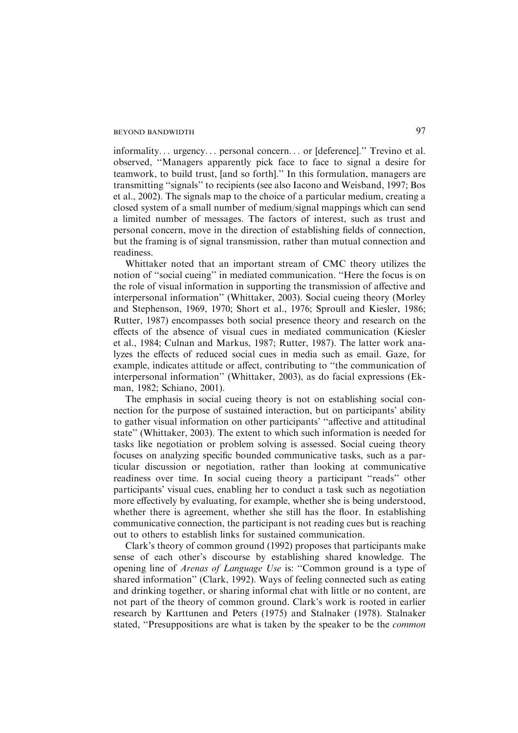informality... urgency... personal concern... or [deference]." Trevino et al. observed, "Managers apparently pick face to face to signal a desire for teamwork, to build trust, [and so forth]." In this formulation, managers are transmitting "signals" to recipients (see also Iacono and Weisband, 1997; Bos et al., 2002). The signals map to the choice of a particular medium, creating a closed system of a small number of medium/signal mappings which can send a limited number of messages. The factors of interest, such as trust and personal concern, move in the direction of establishing fields of connection, but the framing is of signal transmission, rather than mutual connection and readiness.

Whittaker noted that an important stream of CMC theory utilizes the notion of "social cueing" in mediated communication. "Here the focus is on the role of visual information in supporting the transmission of affective and interpersonal information" (Whittaker, 2003). Social cueing theory (Morley and Stephenson, 1969, 1970; Short et al., 1976; Sproull and Kiesler, 1986; Rutter, 1987) encompasses both social presence theory and research on the effects of the absence of visual cues in mediated communication (Kiesler et al., 1984; Culnan and Markus, 1987; Rutter, 1987). The latter work analyzes the effects of reduced social cues in media such as email. Gaze, for example, indicates attitude or affect, contributing to "the communication of interpersonal information" (Whittaker, 2003), as do facial expressions (Ekman, 1982; Schiano, 2001).

The emphasis in social cueing theory is not on establishing social connection for the purpose of sustained interaction, but on participants' ability to gather visual information on other participants' "affective and attitudinal state" (Whittaker, 2003). The extent to which such information is needed for tasks like negotiation or problem solving is assessed. Social cueing theory focuses on analyzing specific bounded communicative tasks, such as a particular discussion or negotiation, rather than looking at communicative readiness over time. In social cueing theory a participant "reads" other participants' visual cues, enabling her to conduct a task such as negotiation more effectively by evaluating, for example, whether she is being understood, whether there is agreement, whether she still has the floor. In establishing communicative connection, the participant is not reading cues but is reaching out to others to establish links for sustained communication.

Clark's theory of common ground (1992) proposes that participants make sense of each other's discourse by establishing shared knowledge. The opening line of *Arenas of Language Use* is: "Common ground is a type of shared information" (Clark, 1992). Ways of feeling connected such as eating and drinking together, or sharing informal chat with little or no content, are not part of the theory of common ground. Clark's work is rooted in earlier research by Karttunen and Peters (1975) and Stalnaker (1978). Stalnaker stated, "Presuppositions are what is taken by the speaker to be the *common*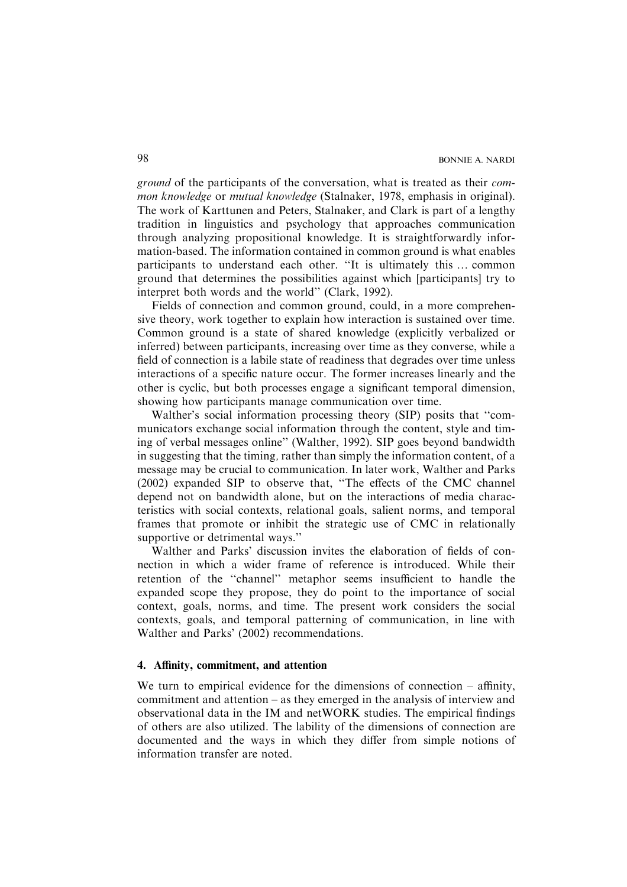*ground* of the participants of the conversation, what is treated as their *common knowledge* or *mutual knowledge* (Stalnaker, 1978, emphasis in original). The work of Karttunen and Peters, Stalnaker, and Clark is part of a lengthy tradition in linguistics and psychology that approaches communication through analyzing propositional knowledge. It is straightforwardly information-based. The information contained in common ground is what enables participants to understand each other. "It is ultimately this … common ground that determines the possibilities against which [participants] try to interpret both words and the world" (Clark, 1992).

Fields of connection and common ground, could, in a more comprehensive theory, work together to explain how interaction is sustained over time. Common ground is a state of shared knowledge (explicitly verbalized or inferred) between participants, increasing over time as they converse, while a field of connection is a labile state of readiness that degrades over time unless interactions of a specific nature occur. The former increases linearly and the other is cyclic, but both processes engage a significant temporal dimension, showing how participants manage communication over time.

Walther's social information processing theory (SIP) posits that "communicators exchange social information through the content, style and timing of verbal messages online" (Walther, 1992). SIP goes beyond bandwidth in suggesting that the timing, rather than simply the information content, of a message may be crucial to communication. In later work, Walther and Parks (2002) expanded SIP to observe that, "The effects of the CMC channel depend not on bandwidth alone, but on the interactions of media characteristics with social contexts, relational goals, salient norms, and temporal frames that promote or inhibit the strategic use of CMC in relationally supportive or detrimental ways."

Walther and Parks' discussion invites the elaboration of fields of connection in which a wider frame of reference is introduced. While their retention of the "channel" metaphor seems insufficient to handle the expanded scope they propose, they do point to the importance of social context, goals, norms, and time. The present work considers the social contexts, goals, and temporal patterning of communication, in line with Walther and Parks' (2002) recommendations.

## 4. Affinity, commitment, and attention

We turn to empirical evidence for the dimensions of connection – affinity, commitment and attention – as they emerged in the analysis of interview and observational data in the IM and netWORK studies. The empirical findings of others are also utilized. The lability of the dimensions of connection are documented and the ways in which they differ from simple notions of information transfer are noted.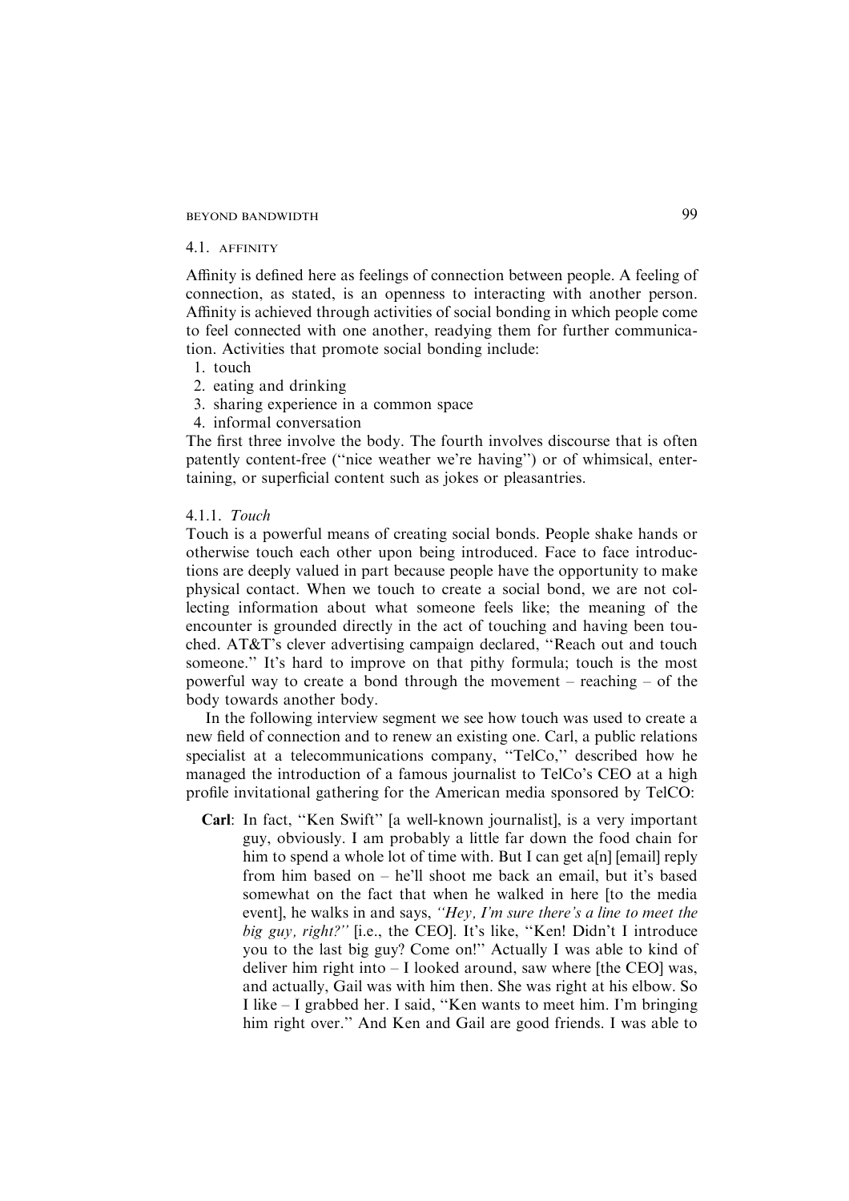### 4.1. AFFINITY

Affinity is defined here as feelings of connection between people. A feeling of connection, as stated, is an openness to interacting with another person. Affinity is achieved through activities of social bonding in which people come to feel connected with one another, readying them for further communication. Activities that promote social bonding include:

1. touch
2. eating and drinking
3. sharing experience in a common space
4. informal conversation

The first three involve the body. The fourth involves discourse that is often patently content-free (''nice weather we're having'') or of whimsical, entertaining, or superficial content such as jokes or pleasantries.

#### 4.1.1. *Touch*

Touch is a powerful means of creating social bonds. People shake hands or otherwise touch each other upon being introduced. Face to face introductions are deeply valued in part because people have the opportunity to make physical contact. When we touch to create a social bond, we are not collecting information about what someone feels like; the meaning of the encounter is grounded directly in the act of touching and having been touched. AT&T's clever advertising campaign declared, ''Reach out and touch someone.'' It's hard to improve on that pithy formula; touch is the most powerful way to create a bond through the movement – reaching – of the body towards another body.

In the following interview segment we see how touch was used to create a new field of connection and to renew an existing one. Carl, a public relations specialist at a telecommunications company, ''TelCo,'' described how he managed the introduction of a famous journalist to TelCo's CEO at a high profile invitational gathering for the American media sponsored by TelCO:

> **Carl**: In fact, ''Ken Swift'' [a well-known journalist], is a very important guy, obviously. I am probably a little far down the food chain for him to spend a whole lot of time with. But I can get a[n] [email] reply from him based on – he'll shoot me back an email, but it's based somewhat on the fact that when he walked in here [to the media event], he walks in and says, *''Hey, I'm sure there's a line to meet the big guy, right?''* [i.e., the CEO]. It's like, ''Ken! Didn't I introduce you to the last big guy? Come on!'' Actually I was able to kind of deliver him right into – I looked around, saw where [the CEO] was, and actually, Gail was with him then. She was right at his elbow. So I like – I grabbed her. I said, ''Ken wants to meet him. I'm bringing him right over.'' And Ken and Gail are good friends. I was able to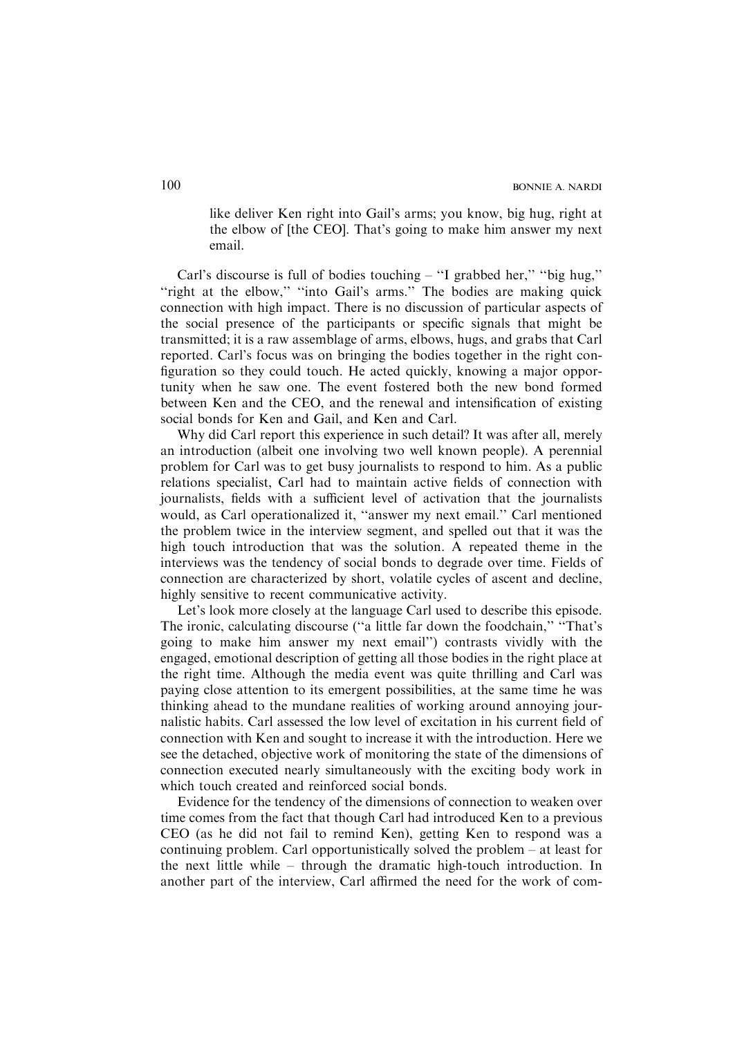> like deliver Ken right into Gail's arms; you know, big hug, right at the elbow of [the CEO]. That's going to make him answer my next email.

Carl's discourse is full of bodies touching – "I grabbed her," "big hug," "right at the elbow," "into Gail's arms." The bodies are making quick connection with high impact. There is no discussion of particular aspects of the social presence of the participants or specific signals that might be transmitted; it is a raw assemblage of arms, elbows, hugs, and grabs that Carl reported. Carl's focus was on bringing the bodies together in the right configuration so they could touch. He acted quickly, knowing a major opportunity when he saw one. The event fostered both the new bond formed between Ken and the CEO, and the renewal and intensification of existing social bonds for Ken and Gail, and Ken and Carl.

Why did Carl report this experience in such detail? It was after all, merely an introduction (albeit one involving two well known people). A perennial problem for Carl was to get busy journalists to respond to him. As a public relations specialist, Carl had to maintain active fields of connection with journalists, fields with a sufficient level of activation that the journalists would, as Carl operationalized it, "answer my next email." Carl mentioned the problem twice in the interview segment, and spelled out that it was the high touch introduction that was the solution. A repeated theme in the interviews was the tendency of social bonds to degrade over time. Fields of connection are characterized by short, volatile cycles of ascent and decline, highly sensitive to recent communicative activity.

Let's look more closely at the language Carl used to describe this episode. The ironic, calculating discourse ("a little far down the foodchain," "That's going to make him answer my next email") contrasts vividly with the engaged, emotional description of getting all those bodies in the right place at the right time. Although the media event was quite thrilling and Carl was paying close attention to its emergent possibilities, at the same time he was thinking ahead to the mundane realities of working around annoying journalistic habits. Carl assessed the low level of excitation in his current field of connection with Ken and sought to increase it with the introduction. Here we see the detached, objective work of monitoring the state of the dimensions of connection executed nearly simultaneously with the exciting body work in which touch created and reinforced social bonds.

Evidence for the tendency of the dimensions of connection to weaken over time comes from the fact that though Carl had introduced Ken to a previous CEO (as he did not fail to remind Ken), getting Ken to respond was a continuing problem. Carl opportunistically solved the problem – at least for the next little while – through the dramatic high-touch introduction. In another part of the interview, Carl affirmed the need for the work of com-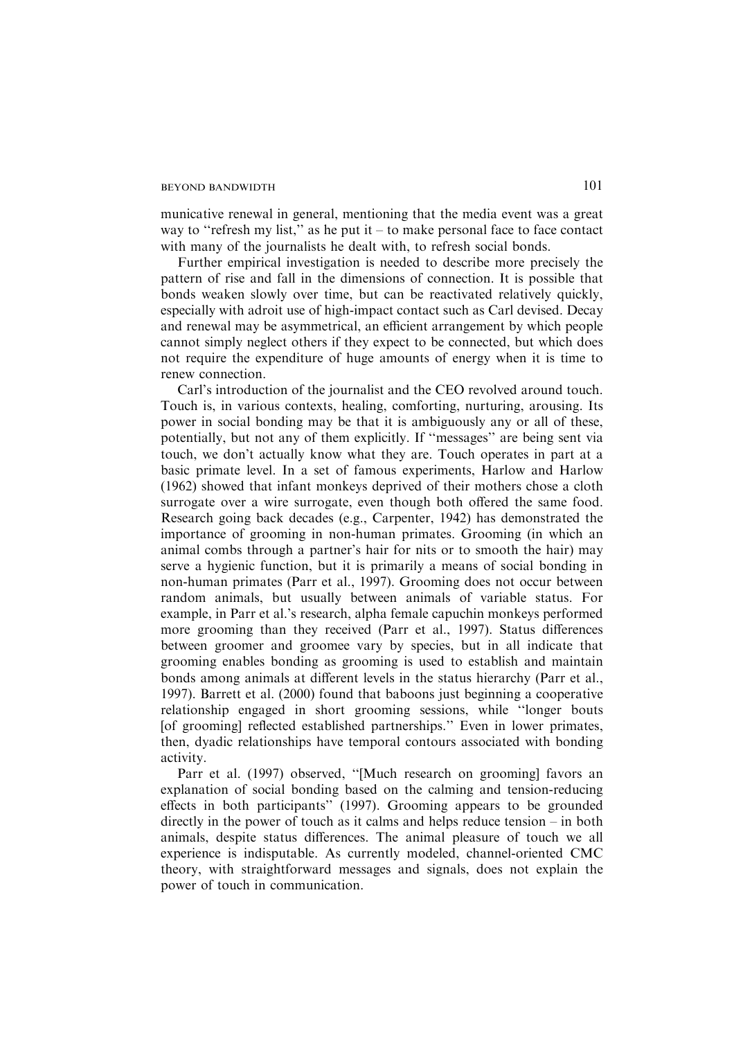municative renewal in general, mentioning that the media event was a great way to ''refresh my list,'' as he put it – to make personal face to face contact with many of the journalists he dealt with, to refresh social bonds.

Further empirical investigation is needed to describe more precisely the pattern of rise and fall in the dimensions of connection. It is possible that bonds weaken slowly over time, but can be reactivated relatively quickly, especially with adroit use of high-impact contact such as Carl devised. Decay and renewal may be asymmetrical, an efficient arrangement by which people cannot simply neglect others if they expect to be connected, but which does not require the expenditure of huge amounts of energy when it is time to renew connection.

Carl's introduction of the journalist and the CEO revolved around touch. Touch is, in various contexts, healing, comforting, nurturing, arousing. Its power in social bonding may be that it is ambiguously any or all of these, potentially, but not any of them explicitly. If ''messages'' are being sent via touch, we don't actually know what they are. Touch operates in part at a basic primate level. In a set of famous experiments, Harlow and Harlow (1962) showed that infant monkeys deprived of their mothers chose a cloth surrogate over a wire surrogate, even though both offered the same food. Research going back decades (e.g., Carpenter, 1942) has demonstrated the importance of grooming in non-human primates. Grooming (in which an animal combs through a partner's hair for nits or to smooth the hair) may serve a hygienic function, but it is primarily a means of social bonding in non-human primates (Parr et al., 1997). Grooming does not occur between random animals, but usually between animals of variable status. For example, in Parr et al.'s research, alpha female capuchin monkeys performed more grooming than they received (Parr et al., 1997). Status differences between groomer and groomee vary by species, but in all indicate that grooming enables bonding as grooming is used to establish and maintain bonds among animals at different levels in the status hierarchy (Parr et al., 1997). Barrett et al. (2000) found that baboons just beginning a cooperative relationship engaged in short grooming sessions, while ''longer bouts [of grooming] reflected established partnerships.'' Even in lower primates, then, dyadic relationships have temporal contours associated with bonding activity.

Parr et al. (1997) observed, ''[Much research on grooming] favors an explanation of social bonding based on the calming and tension-reducing effects in both participants'' (1997). Grooming appears to be grounded directly in the power of touch as it calms and helps reduce tension – in both animals, despite status differences. The animal pleasure of touch we all experience is indisputable. As currently modeled, channel-oriented CMC theory, with straightforward messages and signals, does not explain the power of touch in communication.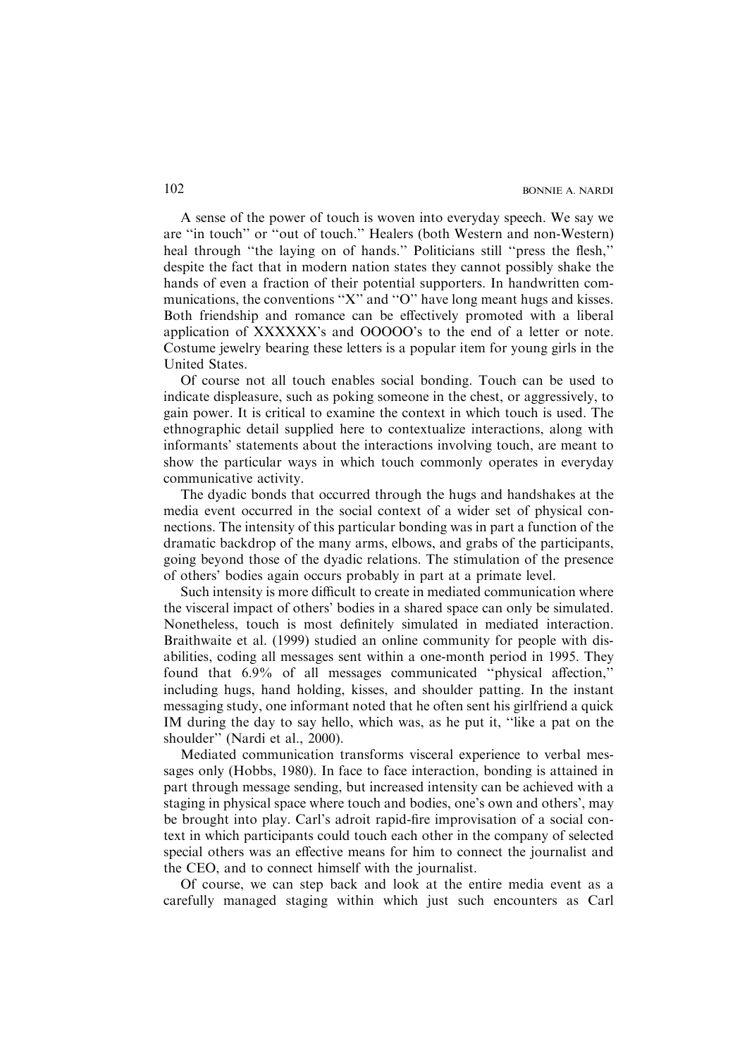A sense of the power of touch is woven into everyday speech. We say we are ''in touch'' or ''out of touch.'' Healers (both Western and non-Western) heal through ''the laying on of hands.'' Politicians still ''press the flesh,'' despite the fact that in modern nation states they cannot possibly shake the hands of even a fraction of their potential supporters. In handwritten communications, the conventions ''X'' and ''O'' have long meant hugs and kisses. Both friendship and romance can be effectively promoted with a liberal application of XXXXXX's and OOOOO's to the end of a letter or note. Costume jewelry bearing these letters is a popular item for young girls in the United States.

Of course not all touch enables social bonding. Touch can be used to indicate displeasure, such as poking someone in the chest, or aggressively, to gain power. It is critical to examine the context in which touch is used. The ethnographic detail supplied here to contextualize interactions, along with informants' statements about the interactions involving touch, are meant to show the particular ways in which touch commonly operates in everyday communicative activity.

The dyadic bonds that occurred through the hugs and handshakes at the media event occurred in the social context of a wider set of physical connections. The intensity of this particular bonding was in part a function of the dramatic backdrop of the many arms, elbows, and grabs of the participants, going beyond those of the dyadic relations. The stimulation of the presence of others' bodies again occurs probably in part at a primate level.

Such intensity is more difficult to create in mediated communication where the visceral impact of others' bodies in a shared space can only be simulated. Nonetheless, touch is most definitely simulated in mediated interaction. Braithwaite et al. (1999) studied an online community for people with disabilities, coding all messages sent within a one-month period in 1995. They found that 6.9% of all messages communicated ''physical affection,'' including hugs, hand holding, kisses, and shoulder patting. In the instant messaging study, one informant noted that he often sent his girlfriend a quick IM during the day to say hello, which was, as he put it, ''like a pat on the shoulder'' (Nardi et al., 2000).

Mediated communication transforms visceral experience to verbal messages only (Hobbs, 1980). In face to face interaction, bonding is attained in part through message sending, but increased intensity can be achieved with a staging in physical space where touch and bodies, one's own and others', may be brought into play. Carl's adroit rapid-fire improvisation of a social context in which participants could touch each other in the company of selected special others was an effective means for him to connect the journalist and the CEO, and to connect himself with the journalist.

Of course, we can step back and look at the entire media event as a carefully managed staging within which just such encounters as Carl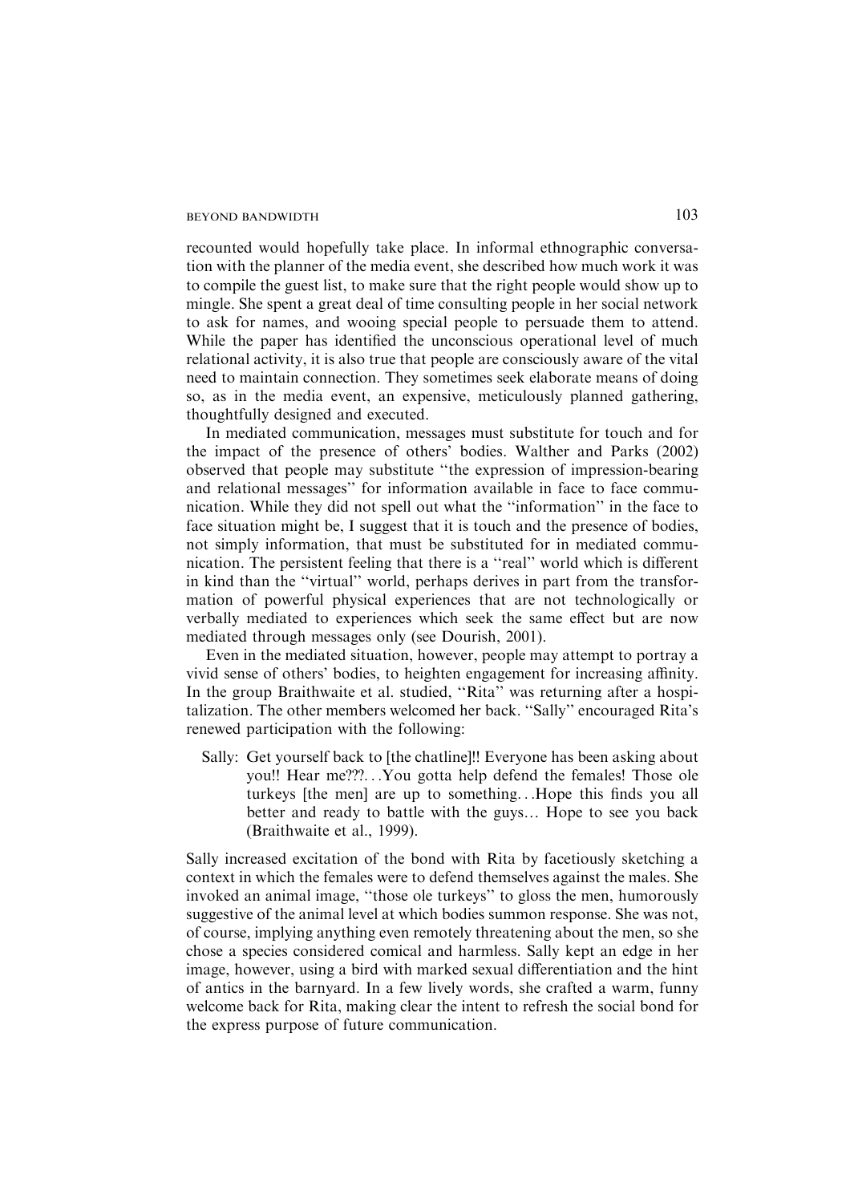recounted would hopefully take place. In informal ethnographic conversation with the planner of the media event, she described how much work it was to compile the guest list, to make sure that the right people would show up to mingle. She spent a great deal of time consulting people in her social network to ask for names, and wooing special people to persuade them to attend. While the paper has identified the unconscious operational level of much relational activity, it is also true that people are consciously aware of the vital need to maintain connection. They sometimes seek elaborate means of doing so, as in the media event, an expensive, meticulously planned gathering, thoughtfully designed and executed.

In mediated communication, messages must substitute for touch and for the impact of the presence of others' bodies. Walther and Parks (2002) observed that people may substitute "the expression of impression-bearing and relational messages" for information available in face to face communication. While they did not spell out what the "information" in the face to face situation might be, I suggest that it is touch and the presence of bodies, not simply information, that must be substituted for in mediated communication. The persistent feeling that there is a "real" world which is different in kind than the "virtual" world, perhaps derives in part from the transformation of powerful physical experiences that are not technologically or verbally mediated to experiences which seek the same effect but are now mediated through messages only (see Dourish, 2001).

Even in the mediated situation, however, people may attempt to portray a vivid sense of others' bodies, to heighten engagement for increasing affinity. In the group Braithwaite et al. studied, "Rita" was returning after a hospitalization. The other members welcomed her back. "Sally" encouraged Rita's renewed participation with the following:

> Sally: Get yourself back to [the chatline]!! Everyone has been asking about you!! Hear me???...You gotta help defend the females! Those ole turkeys [the men] are up to something...Hope this finds you all better and ready to battle with the guys... Hope to see you back (Braithwaite et al., 1999).

Sally increased excitation of the bond with Rita by facetiously sketching a context in which the females were to defend themselves against the males. She invoked an animal image, "those ole turkeys" to gloss the men, humorously suggestive of the animal level at which bodies summon response. She was not, of course, implying anything even remotely threatening about the men, so she chose a species considered comical and harmless. Sally kept an edge in her image, however, using a bird with marked sexual differentiation and the hint of antics in the barnyard. In a few lively words, she crafted a warm, funny welcome back for Rita, making clear the intent to refresh the social bond for the express purpose of future communication.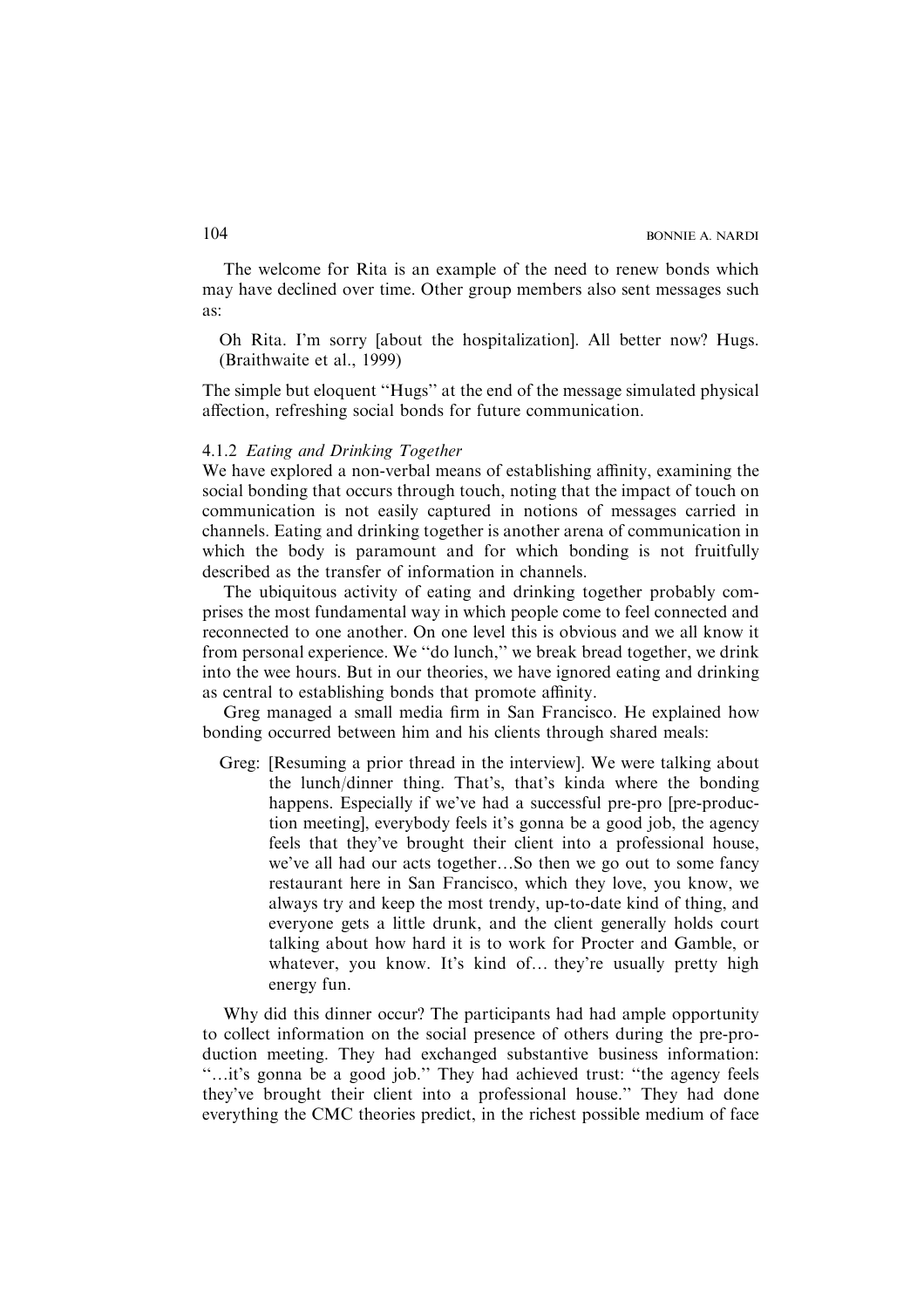The welcome for Rita is an example of the need to renew bonds which may have declined over time. Other group members also sent messages such as:

> Oh Rita. I'm sorry [about the hospitalization]. All better now? Hugs. (Braithwaite et al., 1999)

The simple but eloquent "Hugs" at the end of the message simulated physical affection, refreshing social bonds for future communication.

#### 4.1.2 *Eating and Drinking Together*

We have explored a non-verbal means of establishing affinity, examining the social bonding that occurs through touch, noting that the impact of touch on communication is not easily captured in notions of messages carried in channels. Eating and drinking together is another arena of communication in which the body is paramount and for which bonding is not fruitfully described as the transfer of information in channels.

The ubiquitous activity of eating and drinking together probably comprises the most fundamental way in which people come to feel connected and reconnected to one another. On one level this is obvious and we all know it from personal experience. We "do lunch," we break bread together, we drink into the wee hours. But in our theories, we have ignored eating and drinking as central to establishing bonds that promote affinity.

Greg managed a small media firm in San Francisco. He explained how bonding occurred between him and his clients through shared meals:

> Greg: [Resuming a prior thread in the interview]. We were talking about the lunch/dinner thing. That's, that's kinda where the bonding happens. Especially if we've had a successful pre-pro [pre-production meeting], everybody feels it's gonna be a good job, the agency feels that they've brought their client into a professional house, we've all had our acts together…So then we go out to some fancy restaurant here in San Francisco, which they love, you know, we always try and keep the most trendy, up-to-date kind of thing, and everyone gets a little drunk, and the client generally holds court talking about how hard it is to work for Procter and Gamble, or whatever, you know. It's kind of… they're usually pretty high energy fun.

Why did this dinner occur? The participants had had ample opportunity to collect information on the social presence of others during the pre-production meeting. They had exchanged substantive business information: "…it's gonna be a good job." They had achieved trust: "the agency feels they've brought their client into a professional house." They had done everything the CMC theories predict, in the richest possible medium of face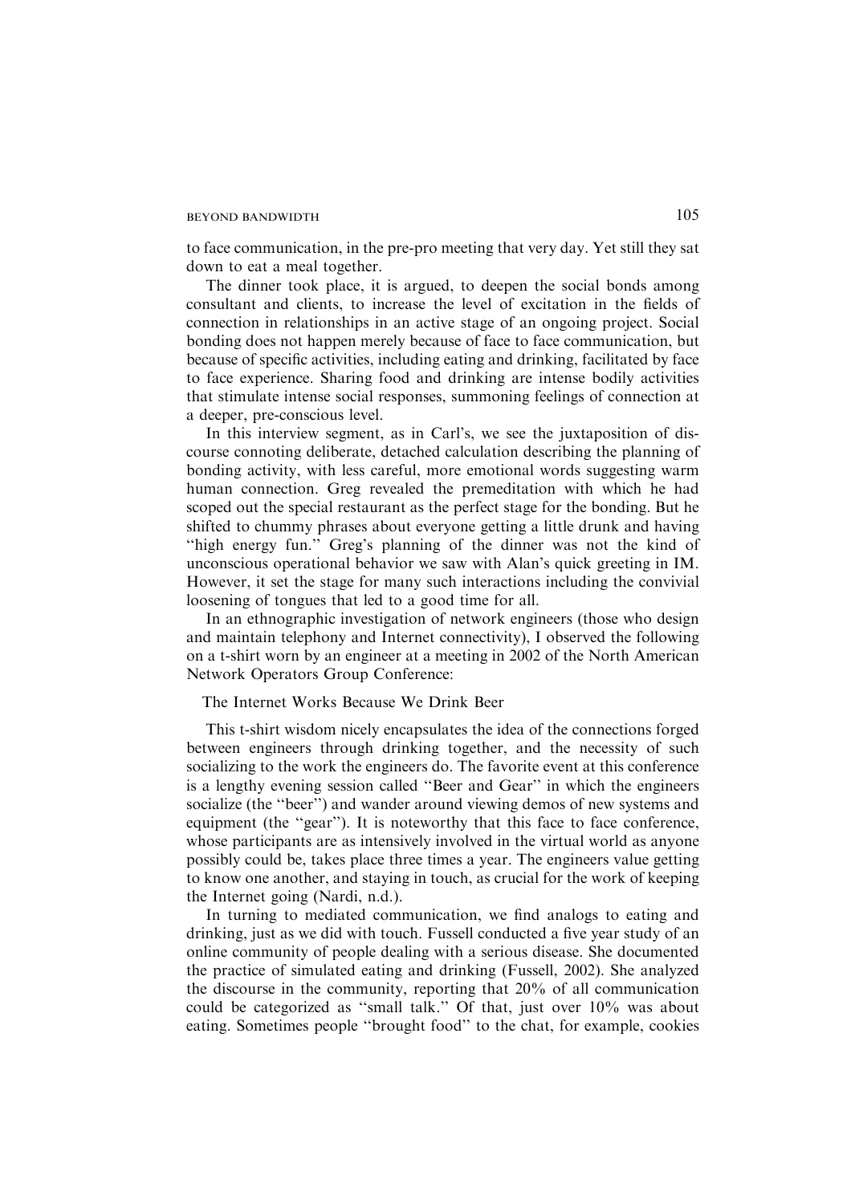to face communication, in the pre-pro meeting that very day. Yet still they sat down to eat a meal together.

The dinner took place, it is argued, to deepen the social bonds among consultant and clients, to increase the level of excitation in the fields of connection in relationships in an active stage of an ongoing project. Social bonding does not happen merely because of face to face communication, but because of specific activities, including eating and drinking, facilitated by face to face experience. Sharing food and drinking are intense bodily activities that stimulate intense social responses, summoning feelings of connection at a deeper, pre-conscious level.

In this interview segment, as in Carl's, we see the juxtaposition of discourse connoting deliberate, detached calculation describing the planning of bonding activity, with less careful, more emotional words suggesting warm human connection. Greg revealed the premeditation with which he had scoped out the special restaurant as the perfect stage for the bonding. But he shifted to chummy phrases about everyone getting a little drunk and having "high energy fun." Greg's planning of the dinner was not the kind of unconscious operational behavior we saw with Alan's quick greeting in IM. However, it set the stage for many such interactions including the convivial loosening of tongues that led to a good time for all.

In an ethnographic investigation of network engineers (those who design and maintain telephony and Internet connectivity), I observed the following on a t-shirt worn by an engineer at a meeting in 2002 of the North American Network Operators Group Conference:

The Internet Works Because We Drink Beer

This t-shirt wisdom nicely encapsulates the idea of the connections forged between engineers through drinking together, and the necessity of such socializing to the work the engineers do. The favorite event at this conference is a lengthy evening session called "Beer and Gear" in which the engineers socialize (the "beer") and wander around viewing demos of new systems and equipment (the "gear"). It is noteworthy that this face to face conference, whose participants are as intensively involved in the virtual world as anyone possibly could be, takes place three times a year. The engineers value getting to know one another, and staying in touch, as crucial for the work of keeping the Internet going (Nardi, n.d.).

In turning to mediated communication, we find analogs to eating and drinking, just as we did with touch. Fussell conducted a five year study of an online community of people dealing with a serious disease. She documented the practice of simulated eating and drinking (Fussell, 2002). She analyzed the discourse in the community, reporting that 20% of all communication could be categorized as "small talk." Of that, just over 10% was about eating. Sometimes people "brought food" to the chat, for example, cookies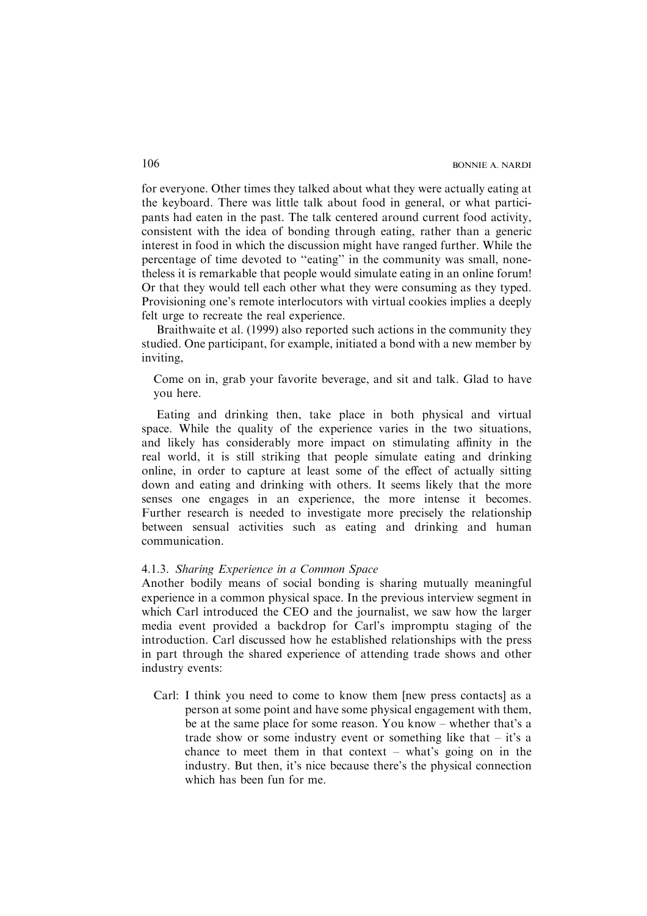for everyone. Other times they talked about what they were actually eating at the keyboard. There was little talk about food in general, or what participants had eaten in the past. The talk centered around current food activity, consistent with the idea of bonding through eating, rather than a generic interest in food in which the discussion might have ranged further. While the percentage of time devoted to "eating" in the community was small, nonetheless it is remarkable that people would simulate eating in an online forum! Or that they would tell each other what they were consuming as they typed. Provisioning one's remote interlocutors with virtual cookies implies a deeply felt urge to recreate the real experience.

Braithwaite et al. (1999) also reported such actions in the community they studied. One participant, for example, initiated a bond with a new member by inviting,

> Come on in, grab your favorite beverage, and sit and talk. Glad to have you here.

Eating and drinking then, take place in both physical and virtual space. While the quality of the experience varies in the two situations, and likely has considerably more impact on stimulating affinity in the real world, it is still striking that people simulate eating and drinking online, in order to capture at least some of the effect of actually sitting down and eating and drinking with others. It seems likely that the more senses one engages in an experience, the more intense it becomes. Further research is needed to investigate more precisely the relationship between sensual activities such as eating and drinking and human communication.

#### 4.1.3. *Sharing Experience in a Common Space*

Another bodily means of social bonding is sharing mutually meaningful experience in a common physical space. In the previous interview segment in which Carl introduced the CEO and the journalist, we saw how the larger media event provided a backdrop for Carl's impromptu staging of the introduction. Carl discussed how he established relationships with the press in part through the shared experience of attending trade shows and other industry events:

> Carl: I think you need to come to know them [new press contacts] as a person at some point and have some physical engagement with them, be at the same place for some reason. You know – whether that's a trade show or some industry event or something like that – it's a chance to meet them in that context – what's going on in the industry. But then, it's nice because there's the physical connection which has been fun for me.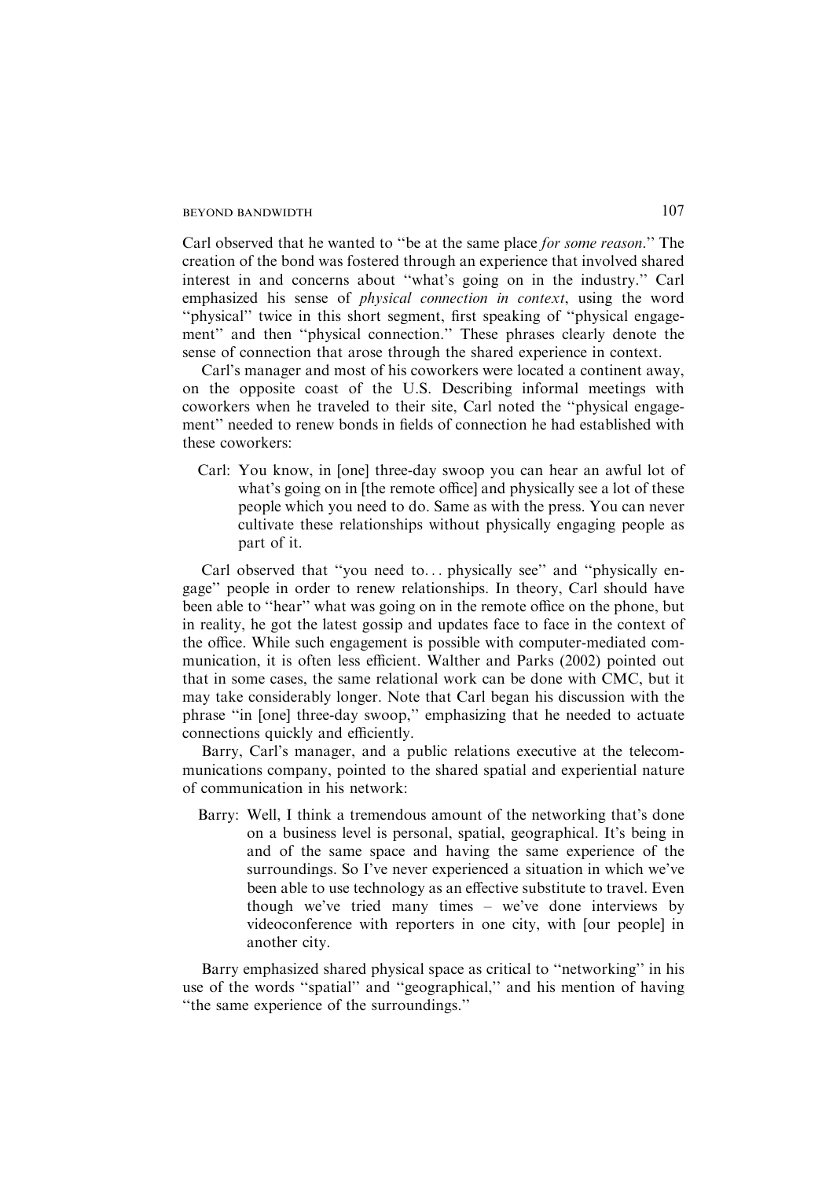Carl observed that he wanted to "be at the same place *for some reason*." The creation of the bond was fostered through an experience that involved shared interest in and concerns about "what's going on in the industry." Carl emphasized his sense of *physical connection in context*, using the word "physical" twice in this short segment, first speaking of "physical engagement" and then "physical connection." These phrases clearly denote the sense of connection that arose through the shared experience in context.

Carl's manager and most of his coworkers were located a continent away, on the opposite coast of the U.S. Describing informal meetings with coworkers when he traveled to their site, Carl noted the "physical engagement" needed to renew bonds in fields of connection he had established with these coworkers:

> Carl: You know, in [one] three-day swoop you can hear an awful lot of what's going on in [the remote office] and physically see a lot of these people which you need to do. Same as with the press. You can never cultivate these relationships without physically engaging people as part of it.

Carl observed that "you need to... physically see" and "physically engage" people in order to renew relationships. In theory, Carl should have been able to "hear" what was going on in the remote office on the phone, but in reality, he got the latest gossip and updates face to face in the context of the office. While such engagement is possible with computer-mediated communication, it is often less efficient. Walther and Parks (2002) pointed out that in some cases, the same relational work can be done with CMC, but it may take considerably longer. Note that Carl began his discussion with the phrase "in [one] three-day swoop," emphasizing that he needed to actuate connections quickly and efficiently.

Barry, Carl's manager, and a public relations executive at the telecommunications company, pointed to the shared spatial and experiential nature of communication in his network:

> Barry: Well, I think a tremendous amount of the networking that's done on a business level is personal, spatial, geographical. It's being in and of the same space and having the same experience of the surroundings. So I've never experienced a situation in which we've been able to use technology as an effective substitute to travel. Even though we've tried many times – we've done interviews by videoconference with reporters in one city, with [our people] in another city.

Barry emphasized shared physical space as critical to "networking" in his use of the words "spatial" and "geographical," and his mention of having "the same experience of the surroundings."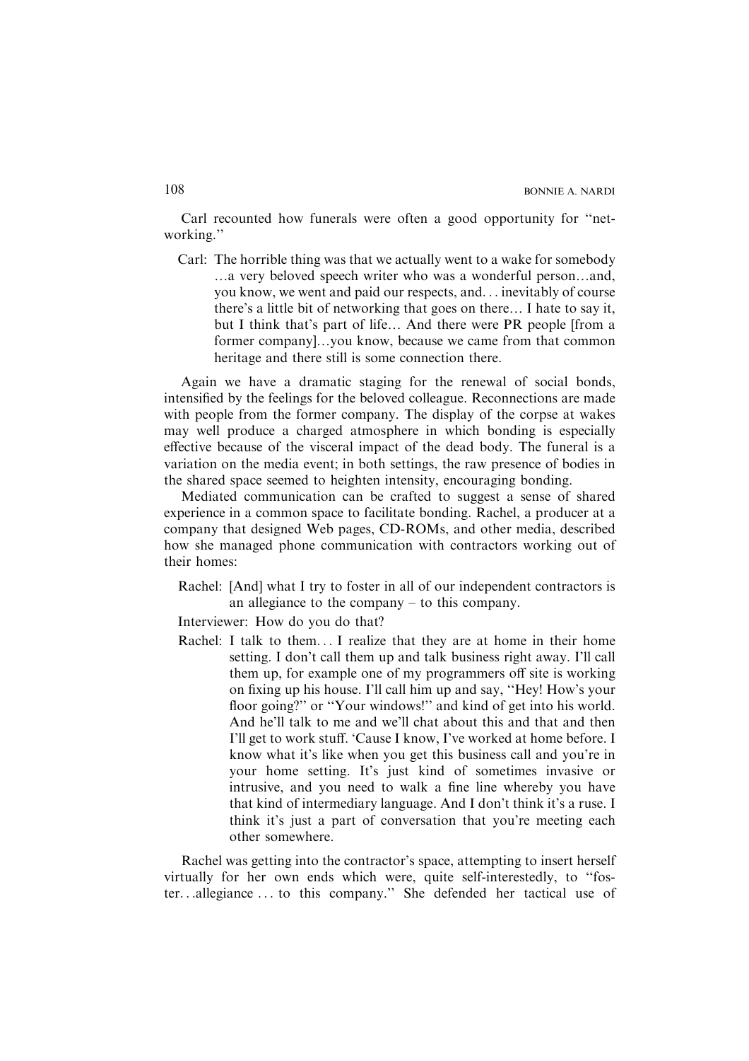Carl recounted how funerals were often a good opportunity for ''networking.''

> Carl: The horrible thing was that we actually went to a wake for somebody …a very beloved speech writer who was a wonderful person…and, you know, we went and paid our respects, and. . . inevitably of course there's a little bit of networking that goes on there… I hate to say it, but I think that's part of life… And there were PR people [from a former company]…you know, because we came from that common heritage and there still is some connection there.

Again we have a dramatic staging for the renewal of social bonds, intensified by the feelings for the beloved colleague. Reconnections are made with people from the former company. The display of the corpse at wakes may well produce a charged atmosphere in which bonding is especially effective because of the visceral impact of the dead body. The funeral is a variation on the media event; in both settings, the raw presence of bodies in the shared space seemed to heighten intensity, encouraging bonding.

Mediated communication can be crafted to suggest a sense of shared experience in a common space to facilitate bonding. Rachel, a producer at a company that designed Web pages, CD-ROMs, and other media, described how she managed phone communication with contractors working out of their homes:

> Rachel: [And] what I try to foster in all of our independent contractors is an allegiance to the company – to this company.
>
> Interviewer: How do you do that?
>
> Rachel: I talk to them. . . I realize that they are at home in their home setting. I don't call them up and talk business right away. I'll call them up, for example one of my programmers off site is working on fixing up his house. I'll call him up and say, ''Hey! How's your floor going?'' or ''Your windows!'' and kind of get into his world. And he'll talk to me and we'll chat about this and that and then I'll get to work stuff. 'Cause I know, I've worked at home before. I know what it's like when you get this business call and you're in your home setting. It's just kind of sometimes invasive or intrusive, and you need to walk a fine line whereby you have that kind of intermediary language. And I don't think it's a ruse. I think it's just a part of conversation that you're meeting each other somewhere.

Rachel was getting into the contractor's space, attempting to insert herself virtually for her own ends which were, quite self-interestedly, to ''foster. . .allegiance . . . to this company.'' She defended her tactical use of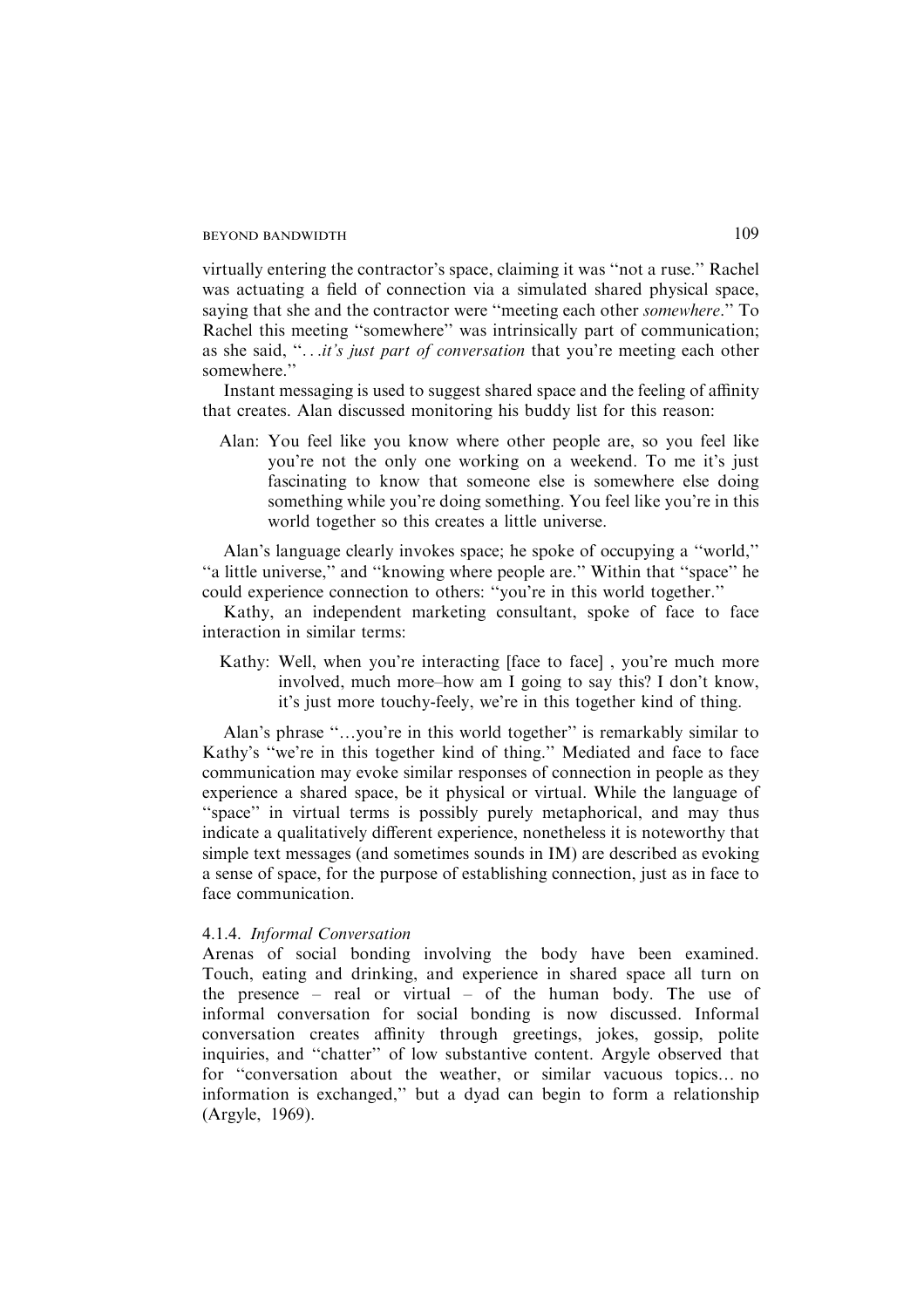virtually entering the contractor's space, claiming it was ''not a ruse.'' Rachel was actuating a field of connection via a simulated shared physical space, saying that she and the contractor were ''meeting each other *somewhere*.'' To Rachel this meeting ''somewhere'' was intrinsically part of communication; as she said, ''. . .*it's just part of conversation* that you're meeting each other somewhere.''

Instant messaging is used to suggest shared space and the feeling of affinity that creates. Alan discussed monitoring his buddy list for this reason:

> Alan: You feel like you know where other people are, so you feel like you're not the only one working on a weekend. To me it's just fascinating to know that someone else is somewhere else doing something while you're doing something. You feel like you're in this world together so this creates a little universe.

Alan's language clearly invokes space; he spoke of occupying a ''world,'' ''a little universe,'' and ''knowing where people are.'' Within that ''space'' he could experience connection to others: ''you're in this world together.''

Kathy, an independent marketing consultant, spoke of face to face interaction in similar terms:

> Kathy: Well, when you're interacting [face to face] , you're much more involved, much more–how am I going to say this? I don't know, it's just more touchy-feely, we're in this together kind of thing.

Alan's phrase ''…you're in this world together'' is remarkably similar to Kathy's ''we're in this together kind of thing.'' Mediated and face to face communication may evoke similar responses of connection in people as they experience a shared space, be it physical or virtual. While the language of ''space'' in virtual terms is possibly purely metaphorical, and may thus indicate a qualitatively different experience, nonetheless it is noteworthy that simple text messages (and sometimes sounds in IM) are described as evoking a sense of space, for the purpose of establishing connection, just as in face to face communication.

#### 4.1.4. *Informal Conversation*

Arenas of social bonding involving the body have been examined. Touch, eating and drinking, and experience in shared space all turn on the presence – real or virtual – of the human body. The use of informal conversation for social bonding is now discussed. Informal conversation creates affinity through greetings, jokes, gossip, polite inquiries, and ''chatter'' of low substantive content. Argyle observed that for ''conversation about the weather, or similar vacuous topics… no information is exchanged,'' but a dyad can begin to form a relationship (Argyle, 1969).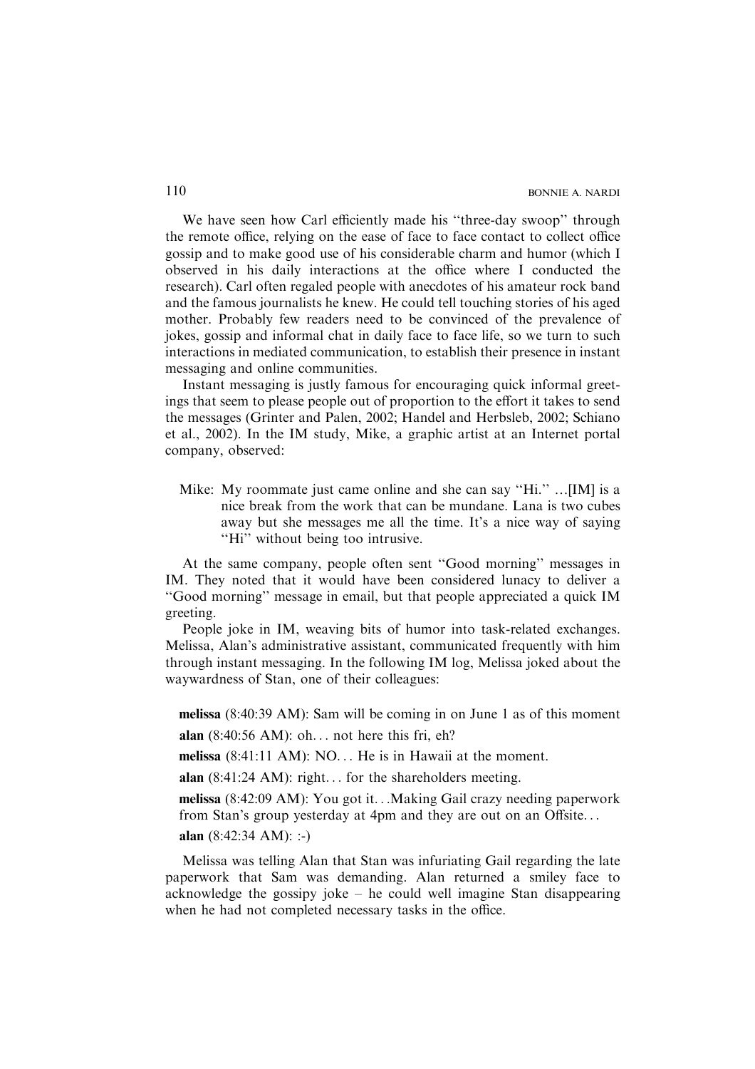We have seen how Carl efficiently made his "three-day swoop" through the remote office, relying on the ease of face to face contact to collect office gossip and to make good use of his considerable charm and humor (which I observed in his daily interactions at the office where I conducted the research). Carl often regaled people with anecdotes of his amateur rock band and the famous journalists he knew. He could tell touching stories of his aged mother. Probably few readers need to be convinced of the prevalence of jokes, gossip and informal chat in daily face to face life, so we turn to such interactions in mediated communication, to establish their presence in instant messaging and online communities.

Instant messaging is justly famous for encouraging quick informal greetings that seem to please people out of proportion to the effort it takes to send the messages (Grinter and Palen, 2002; Handel and Herbsleb, 2002; Schiano et al., 2002). In the IM study, Mike, a graphic artist at an Internet portal company, observed:

> Mike: My roommate just came online and she can say "Hi." …[IM] is a nice break from the work that can be mundane. Lana is two cubes away but she messages me all the time. It's a nice way of saying "Hi" without being too intrusive.

At the same company, people often sent "Good morning" messages in IM. They noted that it would have been considered lunacy to deliver a "Good morning" message in email, but that people appreciated a quick IM greeting.

People joke in IM, weaving bits of humor into task-related exchanges. Melissa, Alan's administrative assistant, communicated frequently with him through instant messaging. In the following IM log, Melissa joked about the waywardness of Stan, one of their colleagues:

**melissa** (8:40:39 AM): Sam will be coming in on June 1 as of this moment

**alan** (8:40:56 AM): oh… not here this fri, eh?

**melissa** (8:41:11 AM): NO… He is in Hawaii at the moment.

**alan** (8:41:24 AM): right… for the shareholders meeting.

**melissa** (8:42:09 AM): You got it…Making Gail crazy needing paperwork from Stan's group yesterday at 4pm and they are out on an Offsite…

**alan** (8:42:34 AM): :-)

Melissa was telling Alan that Stan was infuriating Gail regarding the late paperwork that Sam was demanding. Alan returned a smiley face to acknowledge the gossipy joke – he could well imagine Stan disappearing when he had not completed necessary tasks in the office.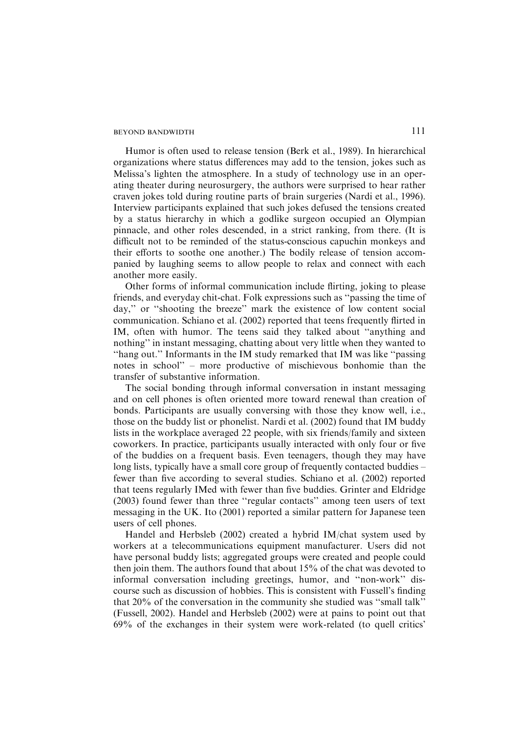Humor is often used to release tension (Berk et al., 1989). In hierarchical organizations where status differences may add to the tension, jokes such as Melissa's lighten the atmosphere. In a study of technology use in an operating theater during neurosurgery, the authors were surprised to hear rather craven jokes told during routine parts of brain surgeries (Nardi et al., 1996). Interview participants explained that such jokes defused the tensions created by a status hierarchy in which a godlike surgeon occupied an Olympian pinnacle, and other roles descended, in a strict ranking, from there. (It is difficult not to be reminded of the status-conscious capuchin monkeys and their efforts to soothe one another.) The bodily release of tension accompanied by laughing seems to allow people to relax and connect with each another more easily.

Other forms of informal communication include flirting, joking to please friends, and everyday chit-chat. Folk expressions such as "passing the time of day," or "shooting the breeze" mark the existence of low content social communication. Schiano et al. (2002) reported that teens frequently flirted in IM, often with humor. The teens said they talked about "anything and nothing" in instant messaging, chatting about very little when they wanted to "hang out." Informants in the IM study remarked that IM was like "passing notes in school" – more productive of mischievous bonhomie than the transfer of substantive information.

The social bonding through informal conversation in instant messaging and on cell phones is often oriented more toward renewal than creation of bonds. Participants are usually conversing with those they know well, i.e., those on the buddy list or phonelist. Nardi et al. (2002) found that IM buddy lists in the workplace averaged 22 people, with six friends/family and sixteen coworkers. In practice, participants usually interacted with only four or five of the buddies on a frequent basis. Even teenagers, though they may have long lists, typically have a small core group of frequently contacted buddies – fewer than five according to several studies. Schiano et al. (2002) reported that teens regularly IMed with fewer than five buddies. Grinter and Eldridge (2003) found fewer than three "regular contacts" among teen users of text messaging in the UK. Ito (2001) reported a similar pattern for Japanese teen users of cell phones.

Handel and Herbsleb (2002) created a hybrid IM/chat system used by workers at a telecommunications equipment manufacturer. Users did not have personal buddy lists; aggregated groups were created and people could then join them. The authors found that about 15% of the chat was devoted to informal conversation including greetings, humor, and "non-work" discourse such as discussion of hobbies. This is consistent with Fussell's finding that 20% of the conversation in the community she studied was "small talk" (Fussell, 2002). Handel and Herbsleb (2002) were at pains to point out that 69% of the exchanges in their system were work-related (to quell critics'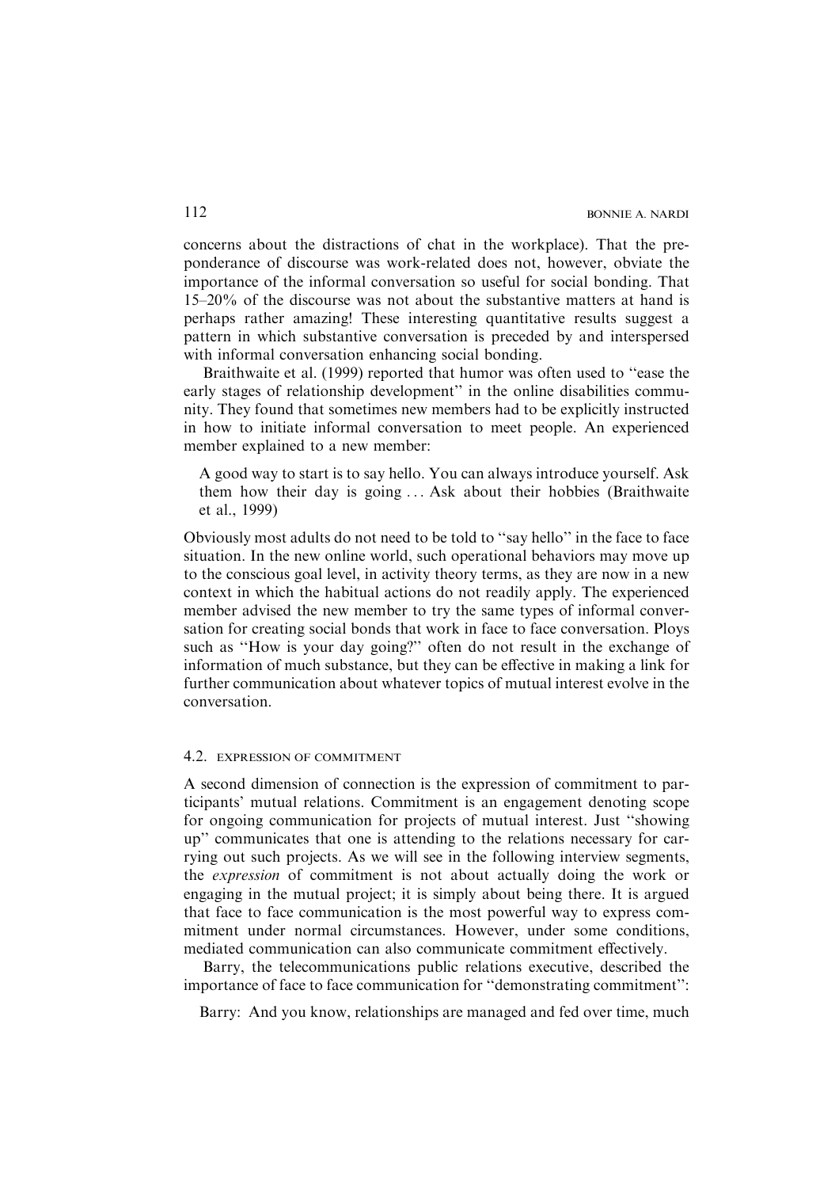concerns about the distractions of chat in the workplace). That the preponderance of discourse was work-related does not, however, obviate the importance of the informal conversation so useful for social bonding. That 15–20% of the discourse was not about the substantive matters at hand is perhaps rather amazing! These interesting quantitative results suggest a pattern in which substantive conversation is preceded by and interspersed with informal conversation enhancing social bonding.

Braithwaite et al. (1999) reported that humor was often used to "ease the early stages of relationship development" in the online disabilities community. They found that sometimes new members had to be explicitly instructed in how to initiate informal conversation to meet people. An experienced member explained to a new member:

> A good way to start is to say hello. You can always introduce yourself. Ask them how their day is going ... Ask about their hobbies (Braithwaite et al., 1999)

Obviously most adults do not need to be told to "say hello" in the face to face situation. In the new online world, such operational behaviors may move up to the conscious goal level, in activity theory terms, as they are now in a new context in which the habitual actions do not readily apply. The experienced member advised the new member to try the same types of informal conversation for creating social bonds that work in face to face conversation. Ploys such as "How is your day going?" often do not result in the exchange of information of much substance, but they can be effective in making a link for further communication about whatever topics of mutual interest evolve in the conversation.

### 4.2. EXPRESSION OF COMMITMENT

A second dimension of connection is the expression of commitment to participants' mutual relations. Commitment is an engagement denoting scope for ongoing communication for projects of mutual interest. Just "showing up" communicates that one is attending to the relations necessary for carrying out such projects. As we will see in the following interview segments, the *expression* of commitment is not about actually doing the work or engaging in the mutual project; it is simply about being there. It is argued that face to face communication is the most powerful way to express commitment under normal circumstances. However, under some conditions, mediated communication can also communicate commitment effectively.

Barry, the telecommunications public relations executive, described the importance of face to face communication for "demonstrating commitment":

> Barry: And you know, relationships are managed and fed over time, much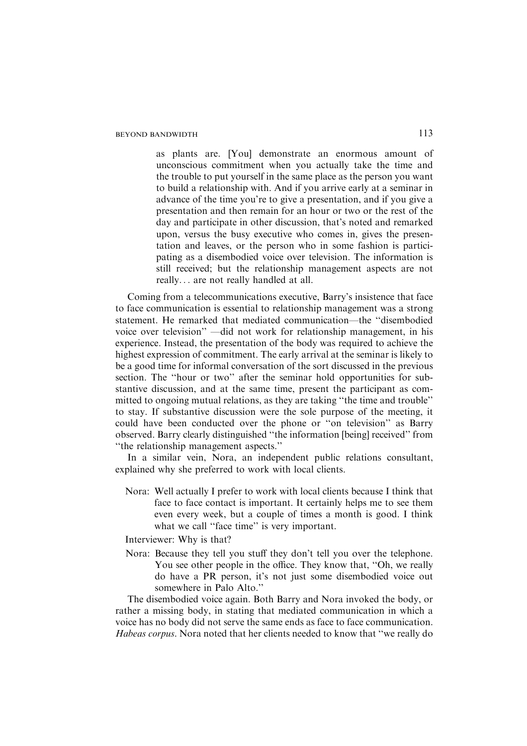> as plants are. [You] demonstrate an enormous amount of unconscious commitment when you actually take the time and the trouble to put yourself in the same place as the person you want to build a relationship with. And if you arrive early at a seminar in advance of the time you're to give a presentation, and if you give a presentation and then remain for an hour or two or the rest of the day and participate in other discussion, that's noted and remarked upon, versus the busy executive who comes in, gives the presentation and leaves, or the person who in some fashion is participating as a disembodied voice over television. The information is still received; but the relationship management aspects are not really... are not really handled at all.

Coming from a telecommunications executive, Barry's insistence that face to face communication is essential to relationship management was a strong statement. He remarked that mediated communication—the "disembodied voice over television" —did not work for relationship management, in his experience. Instead, the presentation of the body was required to achieve the highest expression of commitment. The early arrival at the seminar is likely to be a good time for informal conversation of the sort discussed in the previous section. The "hour or two" after the seminar hold opportunities for substantive discussion, and at the same time, present the participant as committed to ongoing mutual relations, as they are taking "the time and trouble" to stay. If substantive discussion were the sole purpose of the meeting, it could have been conducted over the phone or "on television" as Barry observed. Barry clearly distinguished "the information [being] received" from "the relationship management aspects."

In a similar vein, Nora, an independent public relations consultant, explained why she preferred to work with local clients.

> Nora: Well actually I prefer to work with local clients because I think that face to face contact is important. It certainly helps me to see them even every week, but a couple of times a month is good. I think what we call "face time" is very important.
>
> Interviewer: Why is that?
>
> Nora: Because they tell you stuff they don't tell you over the telephone. You see other people in the office. They know that, "Oh, we really do have a PR person, it's not just some disembodied voice out somewhere in Palo Alto."

The disembodied voice again. Both Barry and Nora invoked the body, or rather a missing body, in stating that mediated communication in which a voice has no body did not serve the same ends as face to face communication. *Habeas corpus*. Nora noted that her clients needed to know that "we really do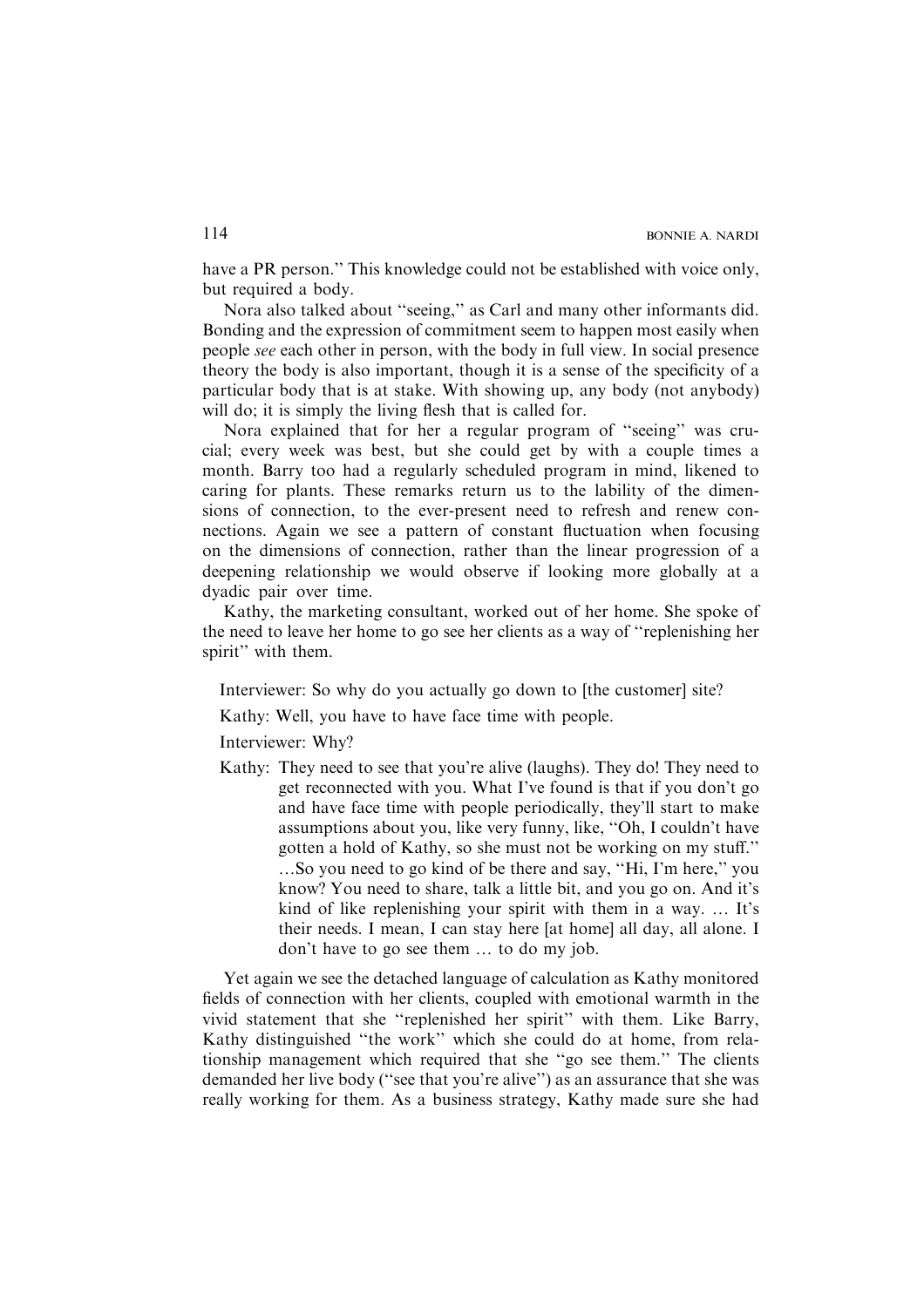have a PR person." This knowledge could not be established with voice only, but required a body.

Nora also talked about "seeing," as Carl and many other informants did. Bonding and the expression of commitment seem to happen most easily when people *see* each other in person, with the body in full view. In social presence theory the body is also important, though it is a sense of the specificity of a particular body that is at stake. With showing up, any body (not anybody) will do; it is simply the living flesh that is called for.

Nora explained that for her a regular program of "seeing" was crucial; every week was best, but she could get by with a couple times a month. Barry too had a regularly scheduled program in mind, likened to caring for plants. These remarks return us to the lability of the dimensions of connection, to the ever-present need to refresh and renew connections. Again we see a pattern of constant fluctuation when focusing on the dimensions of connection, rather than the linear progression of a deepening relationship we would observe if looking more globally at a dyadic pair over time.

Kathy, the marketing consultant, worked out of her home. She spoke of the need to leave her home to go see her clients as a way of "replenishing her spirit" with them.

> Interviewer: So why do you actually go down to [the customer] site?
>
> Kathy: Well, you have to have face time with people.
>
> Interviewer: Why?
>
> Kathy: They need to see that you're alive (laughs). They do! They need to get reconnected with you. What I've found is that if you don't go and have face time with people periodically, they'll start to make assumptions about you, like very funny, like, "Oh, I couldn't have gotten a hold of Kathy, so she must not be working on my stuff." …So you need to go kind of be there and say, "Hi, I'm here," you know? You need to share, talk a little bit, and you go on. And it's kind of like replenishing your spirit with them in a way. … It's their needs. I mean, I can stay here [at home] all day, all alone. I don't have to go see them … to do my job.

Yet again we see the detached language of calculation as Kathy monitored fields of connection with her clients, coupled with emotional warmth in the vivid statement that she "replenished her spirit" with them. Like Barry, Kathy distinguished "the work" which she could do at home, from relationship management which required that she "go see them." The clients demanded her live body ("see that you're alive") as an assurance that she was really working for them. As a business strategy, Kathy made sure she had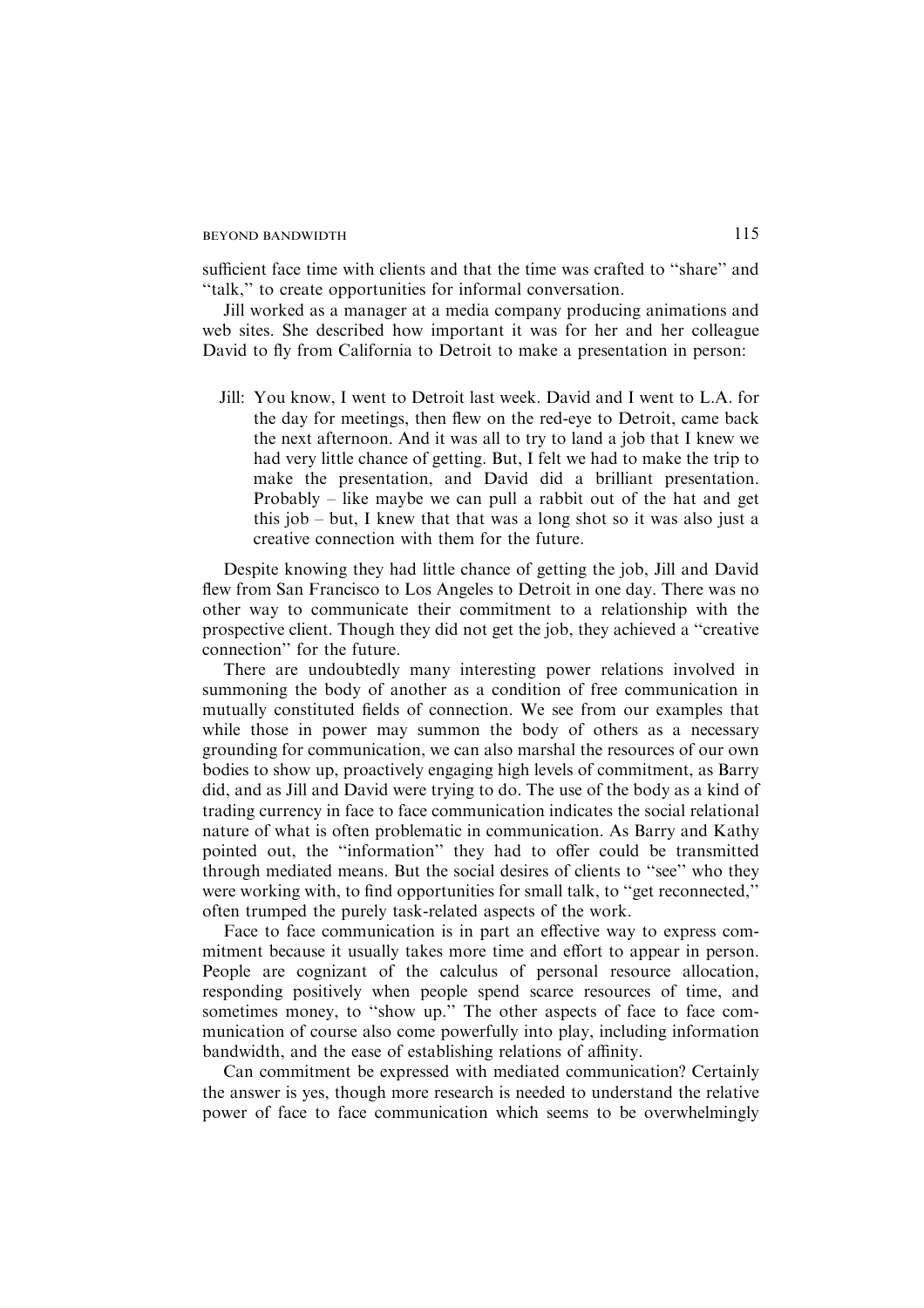sufficient face time with clients and that the time was crafted to "share" and "talk," to create opportunities for informal conversation.

Jill worked as a manager at a media company producing animations and web sites. She described how important it was for her and her colleague David to fly from California to Detroit to make a presentation in person:

> Jill: You know, I went to Detroit last week. David and I went to L.A. for the day for meetings, then flew on the red-eye to Detroit, came back the next afternoon. And it was all to try to land a job that I knew we had very little chance of getting. But, I felt we had to make the trip to make the presentation, and David did a brilliant presentation. Probably – like maybe we can pull a rabbit out of the hat and get this job – but, I knew that that was a long shot so it was also just a creative connection with them for the future.

Despite knowing they had little chance of getting the job, Jill and David flew from San Francisco to Los Angeles to Detroit in one day. There was no other way to communicate their commitment to a relationship with the prospective client. Though they did not get the job, they achieved a "creative connection" for the future.

There are undoubtedly many interesting power relations involved in summoning the body of another as a condition of free communication in mutually constituted fields of connection. We see from our examples that while those in power may summon the body of others as a necessary grounding for communication, we can also marshal the resources of our own bodies to show up, proactively engaging high levels of commitment, as Barry did, and as Jill and David were trying to do. The use of the body as a kind of trading currency in face to face communication indicates the social relational nature of what is often problematic in communication. As Barry and Kathy pointed out, the "information" they had to offer could be transmitted through mediated means. But the social desires of clients to "see" who they were working with, to find opportunities for small talk, to "get reconnected," often trumped the purely task-related aspects of the work.

Face to face communication is in part an effective way to express commitment because it usually takes more time and effort to appear in person. People are cognizant of the calculus of personal resource allocation, responding positively when people spend scarce resources of time, and sometimes money, to "show up." The other aspects of face to face communication of course also come powerfully into play, including information bandwidth, and the ease of establishing relations of affinity.

Can commitment be expressed with mediated communication? Certainly the answer is yes, though more research is needed to understand the relative power of face to face communication which seems to be overwhelmingly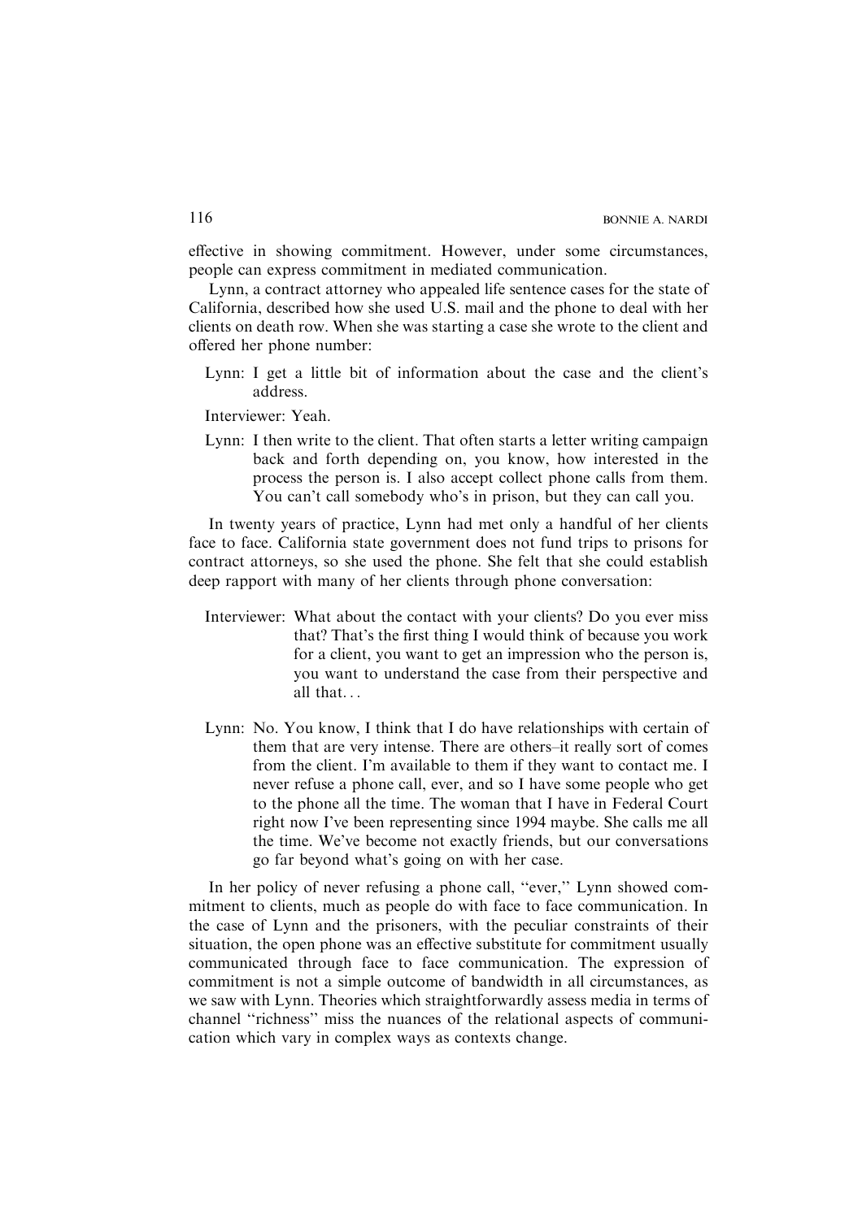effective in showing commitment. However, under some circumstances, people can express commitment in mediated communication.

Lynn, a contract attorney who appealed life sentence cases for the state of California, described how she used U.S. mail and the phone to deal with her clients on death row. When she was starting a case she wrote to the client and offered her phone number:

> Lynn: I get a little bit of information about the case and the client's address.
>
> Interviewer: Yeah.
>
> Lynn: I then write to the client. That often starts a letter writing campaign back and forth depending on, you know, how interested in the process the person is. I also accept collect phone calls from them. You can't call somebody who's in prison, but they can call you.

In twenty years of practice, Lynn had met only a handful of her clients face to face. California state government does not fund trips to prisons for contract attorneys, so she used the phone. She felt that she could establish deep rapport with many of her clients through phone conversation:

> Interviewer: What about the contact with your clients? Do you ever miss that? That's the first thing I would think of because you work for a client, you want to get an impression who the person is, you want to understand the case from their perspective and all that...
>
> Lynn: No. You know, I think that I do have relationships with certain of them that are very intense. There are others–it really sort of comes from the client. I'm available to them if they want to contact me. I never refuse a phone call, ever, and so I have some people who get to the phone all the time. The woman that I have in Federal Court right now I've been representing since 1994 maybe. She calls me all the time. We've become not exactly friends, but our conversations go far beyond what's going on with her case.

In her policy of never refusing a phone call, "ever," Lynn showed commitment to clients, much as people do with face to face communication. In the case of Lynn and the prisoners, with the peculiar constraints of their situation, the open phone was an effective substitute for commitment usually communicated through face to face communication. The expression of commitment is not a simple outcome of bandwidth in all circumstances, as we saw with Lynn. Theories which straightforwardly assess media in terms of channel "richness" miss the nuances of the relational aspects of communication which vary in complex ways as contexts change.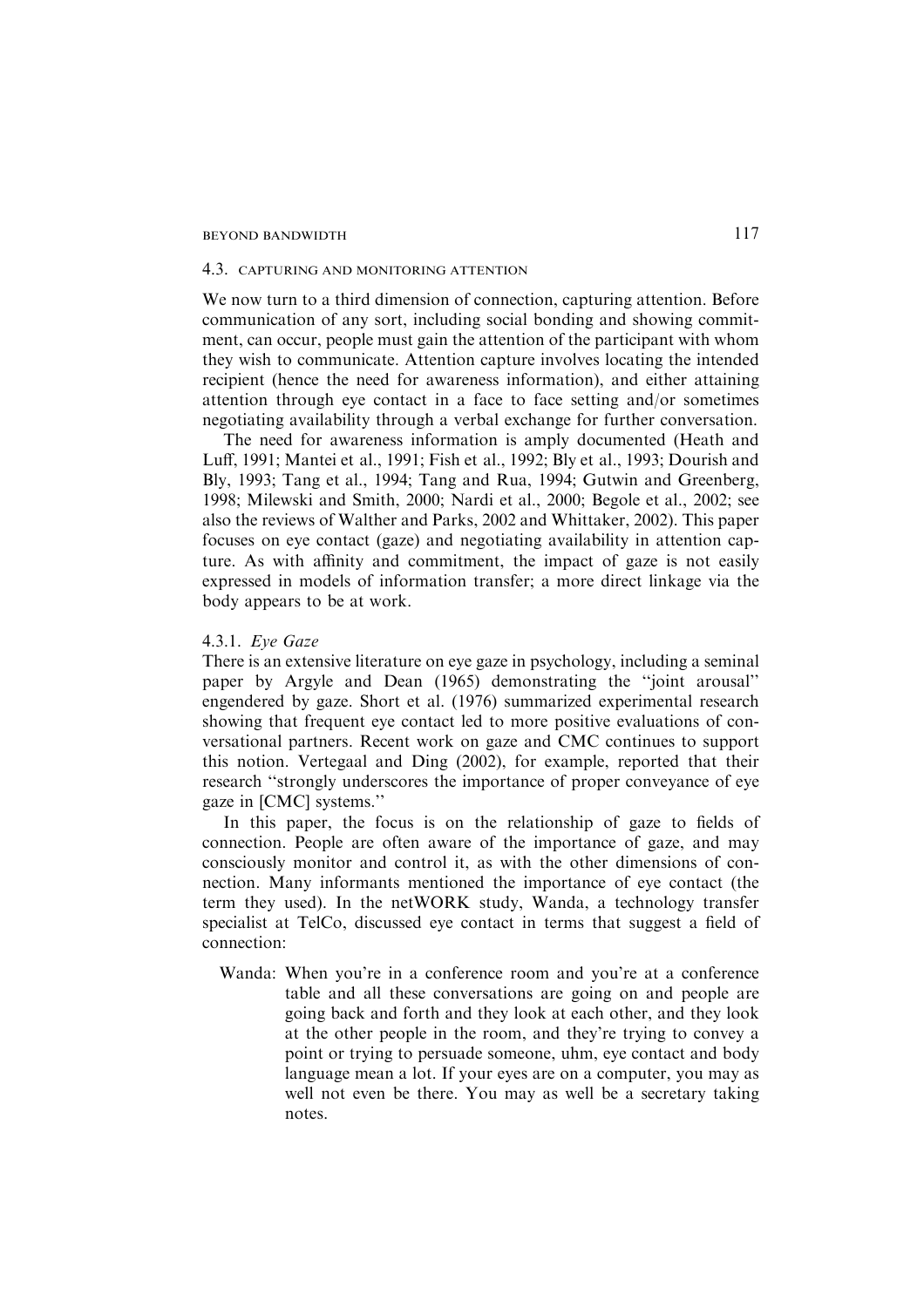### 4.3. CAPTURING AND MONITORING ATTENTION

We now turn to a third dimension of connection, capturing attention. Before communication of any sort, including social bonding and showing commitment, can occur, people must gain the attention of the participant with whom they wish to communicate. Attention capture involves locating the intended recipient (hence the need for awareness information), and either attaining attention through eye contact in a face to face setting and/or sometimes negotiating availability through a verbal exchange for further conversation.

The need for awareness information is amply documented (Heath and Luff, 1991; Mantei et al., 1991; Fish et al., 1992; Bly et al., 1993; Dourish and Bly, 1993; Tang et al., 1994; Tang and Rua, 1994; Gutwin and Greenberg, 1998; Milewski and Smith, 2000; Nardi et al., 2000; Begole et al., 2002; see also the reviews of Walther and Parks, 2002 and Whittaker, 2002). This paper focuses on eye contact (gaze) and negotiating availability in attention capture. As with affinity and commitment, the impact of gaze is not easily expressed in models of information transfer; a more direct linkage via the body appears to be at work.

#### 4.3.1. *Eye Gaze*

There is an extensive literature on eye gaze in psychology, including a seminal paper by Argyle and Dean (1965) demonstrating the "joint arousal" engendered by gaze. Short et al. (1976) summarized experimental research showing that frequent eye contact led to more positive evaluations of conversational partners. Recent work on gaze and CMC continues to support this notion. Vertegaal and Ding (2002), for example, reported that their research "strongly underscores the importance of proper conveyance of eye gaze in [CMC] systems."

In this paper, the focus is on the relationship of gaze to fields of connection. People are often aware of the importance of gaze, and may consciously monitor and control it, as with the other dimensions of connection. Many informants mentioned the importance of eye contact (the term they used). In the netWORK study, Wanda, a technology transfer specialist at TelCo, discussed eye contact in terms that suggest a field of connection:

> Wanda: When you're in a conference room and you're at a conference table and all these conversations are going on and people are going back and forth and they look at each other, and they look at the other people in the room, and they're trying to convey a point or trying to persuade someone, uhm, eye contact and body language mean a lot. If your eyes are on a computer, you may as well not even be there. You may as well be a secretary taking notes.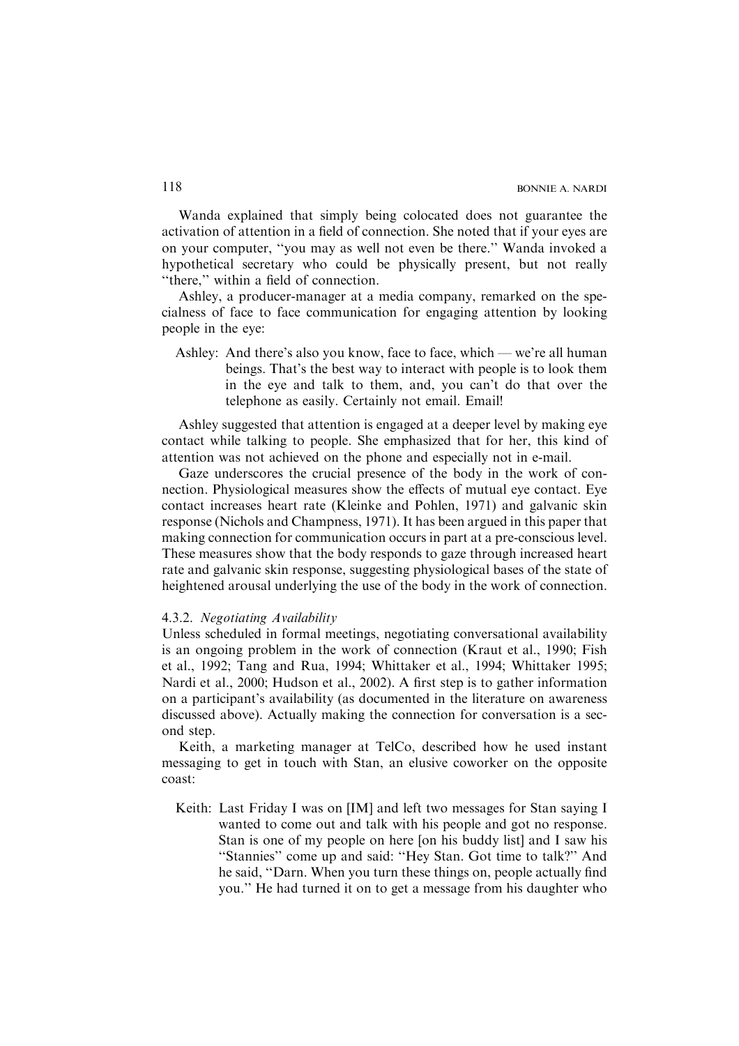Wanda explained that simply being colocated does not guarantee the activation of attention in a field of connection. She noted that if your eyes are on your computer, "you may as well not even be there." Wanda invoked a hypothetical secretary who could be physically present, but not really "there," within a field of connection.

Ashley, a producer-manager at a media company, remarked on the specialness of face to face communication for engaging attention by looking people in the eye:

> Ashley: And there's also you know, face to face, which — we're all human beings. That's the best way to interact with people is to look them in the eye and talk to them, and, you can't do that over the telephone as easily. Certainly not email. Email!

Ashley suggested that attention is engaged at a deeper level by making eye contact while talking to people. She emphasized that for her, this kind of attention was not achieved on the phone and especially not in e-mail.

Gaze underscores the crucial presence of the body in the work of connection. Physiological measures show the effects of mutual eye contact. Eye contact increases heart rate (Kleinke and Pohlen, 1971) and galvanic skin response (Nichols and Champness, 1971). It has been argued in this paper that making connection for communication occurs in part at a pre-conscious level. These measures show that the body responds to gaze through increased heart rate and galvanic skin response, suggesting physiological bases of the state of heightened arousal underlying the use of the body in the work of connection.

#### 4.3.2. *Negotiating Availability*

Unless scheduled in formal meetings, negotiating conversational availability is an ongoing problem in the work of connection (Kraut et al., 1990; Fish et al., 1992; Tang and Rua, 1994; Whittaker et al., 1994; Whittaker 1995; Nardi et al., 2000; Hudson et al., 2002). A first step is to gather information on a participant's availability (as documented in the literature on awareness discussed above). Actually making the connection for conversation is a second step.

Keith, a marketing manager at TelCo, described how he used instant messaging to get in touch with Stan, an elusive coworker on the opposite coast:

> Keith: Last Friday I was on [IM] and left two messages for Stan saying I wanted to come out and talk with his people and got no response. Stan is one of my people on here [on his buddy list] and I saw his "Stannies" come up and said: "Hey Stan. Got time to talk?" And he said, "Darn. When you turn these things on, people actually find you." He had turned it on to get a message from his daughter who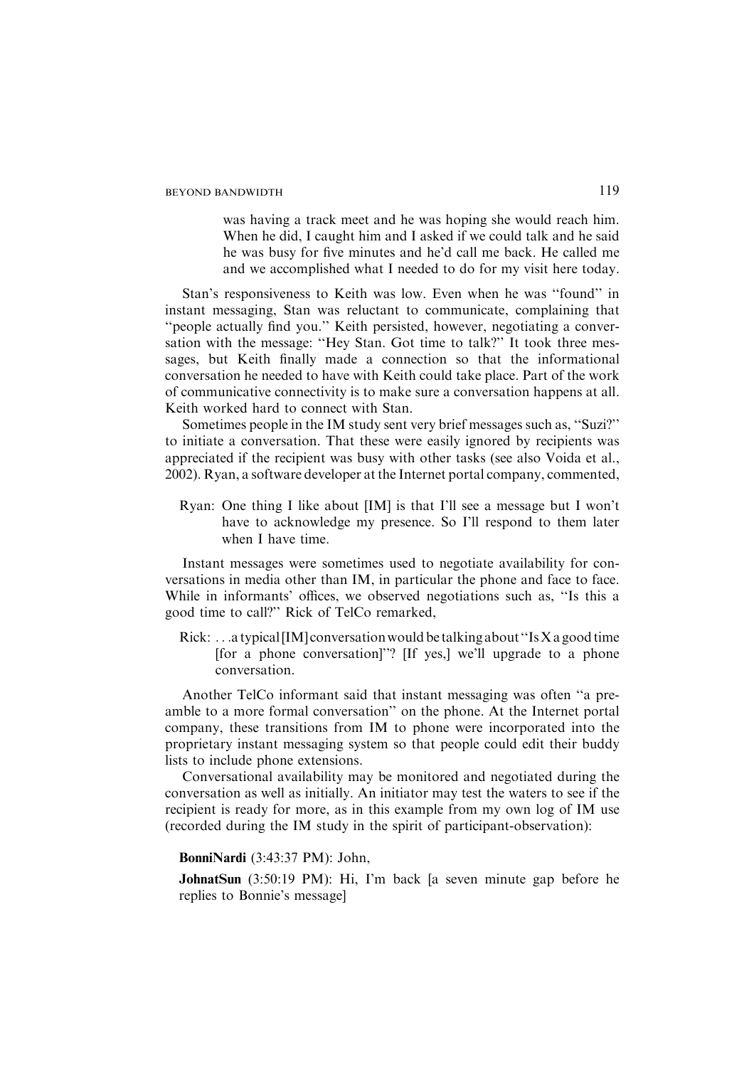was having a track meet and he was hoping she would reach him. When he did, I caught him and I asked if we could talk and he said he was busy for five minutes and he'd call me back. He called me and we accomplished what I needed to do for my visit here today.

Stan's responsiveness to Keith was low. Even when he was "found" in instant messaging, Stan was reluctant to communicate, complaining that "people actually find you." Keith persisted, however, negotiating a conversation with the message: "Hey Stan. Got time to talk?" It took three messages, but Keith finally made a connection so that the informational conversation he needed to have with Keith could take place. Part of the work of communicative connectivity is to make sure a conversation happens at all. Keith worked hard to connect with Stan.

Sometimes people in the IM study sent very brief messages such as, "Suzi?" to initiate a conversation. That these were easily ignored by recipients was appreciated if the recipient was busy with other tasks (see also Voida et al., 2002). Ryan, a software developer at the Internet portal company, commented,

> Ryan: One thing I like about [IM] is that I'll see a message but I won't have to acknowledge my presence. So I'll respond to them later when I have time.

Instant messages were sometimes used to negotiate availability for conversations in media other than IM, in particular the phone and face to face. While in informants' offices, we observed negotiations such as, "Is this a good time to call?" Rick of TelCo remarked,

> Rick: ...a typical [IM] conversation would be talking about "Is X a good time [for a phone conversation]"? [If yes,] we'll upgrade to a phone conversation.

Another TelCo informant said that instant messaging was often "a preamble to a more formal conversation" on the phone. At the Internet portal company, these transitions from IM to phone were incorporated into the proprietary instant messaging system so that people could edit their buddy lists to include phone extensions.

Conversational availability may be monitored and negotiated during the conversation as well as initially. An initiator may test the waters to see if the recipient is ready for more, as in this example from my own log of IM use (recorded during the IM study in the spirit of participant-observation):

**BonniNardi** (3:43:37 PM): John,

**JohnatSun** (3:50:19 PM): Hi, I'm back [a seven minute gap before he replies to Bonnie's message]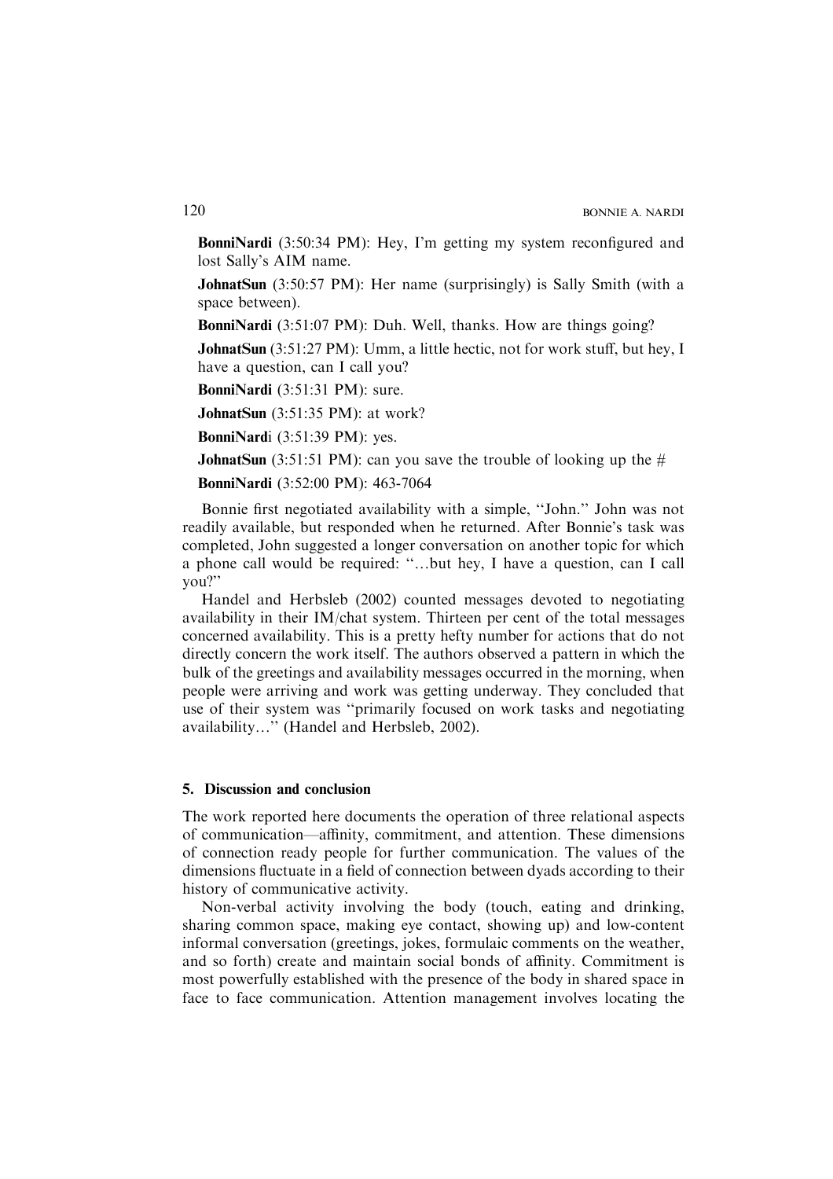**BonniNardi** (3:50:34 PM): Hey, I'm getting my system reconfigured and lost Sally's AIM name.

**JohnatSun** (3:50:57 PM): Her name (surprisingly) is Sally Smith (with a space between).

**BonniNardi** (3:51:07 PM): Duh. Well, thanks. How are things going?

**JohnatSun** (3:51:27 PM): Umm, a little hectic, not for work stuff, but hey, I have a question, can I call you?

**BonniNardi** (3:51:31 PM): sure.

**JohnatSun** (3:51:35 PM): at work?

**BonniNardi** (3:51:39 PM): yes.

**JohnatSun** (3:51:51 PM): can you save the trouble of looking up the #

**BonniNardi** (3:52:00 PM): 463-7064

Bonnie first negotiated availability with a simple, "John." John was not readily available, but responded when he returned. After Bonnie's task was completed, John suggested a longer conversation on another topic for which a phone call would be required: "…but hey, I have a question, can I call you?"

Handel and Herbsleb (2002) counted messages devoted to negotiating availability in their IM/chat system. Thirteen per cent of the total messages concerned availability. This is a pretty hefty number for actions that do not directly concern the work itself. The authors observed a pattern in which the bulk of the greetings and availability messages occurred in the morning, when people were arriving and work was getting underway. They concluded that use of their system was "primarily focused on work tasks and negotiating availability…" (Handel and Herbsleb, 2002).

## 5. Discussion and conclusion

The work reported here documents the operation of three relational aspects of communication—affinity, commitment, and attention. These dimensions of connection ready people for further communication. The values of the dimensions fluctuate in a field of connection between dyads according to their history of communicative activity.

Non-verbal activity involving the body (touch, eating and drinking, sharing common space, making eye contact, showing up) and low-content informal conversation (greetings, jokes, formulaic comments on the weather, and so forth) create and maintain social bonds of affinity. Commitment is most powerfully established with the presence of the body in shared space in face to face communication. Attention management involves locating the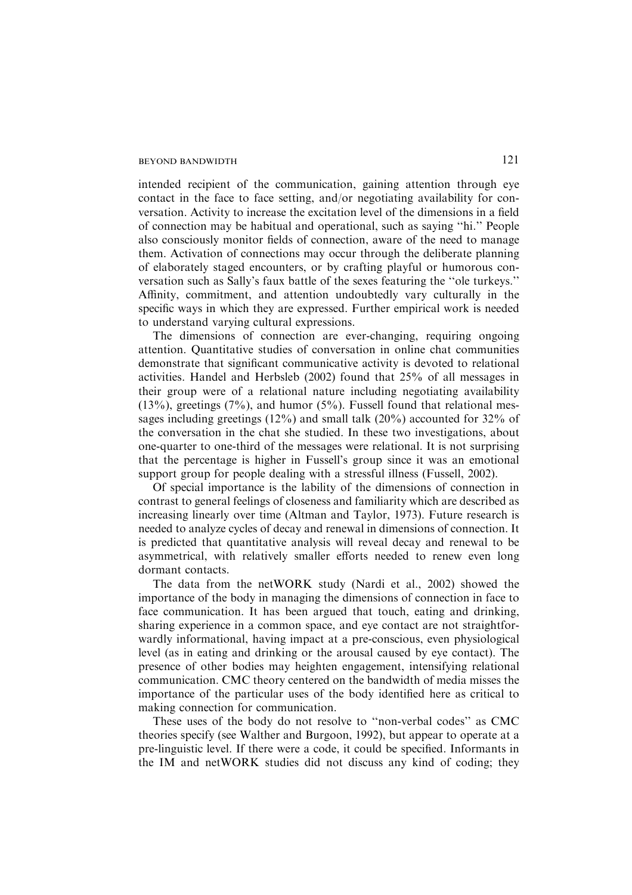intended recipient of the communication, gaining attention through eye contact in the face to face setting, and/or negotiating availability for conversation. Activity to increase the excitation level of the dimensions in a field of connection may be habitual and operational, such as saying ''hi.'' People also consciously monitor fields of connection, aware of the need to manage them. Activation of connections may occur through the deliberate planning of elaborately staged encounters, or by crafting playful or humorous conversation such as Sally's faux battle of the sexes featuring the ''ole turkeys.'' Affinity, commitment, and attention undoubtedly vary culturally in the specific ways in which they are expressed. Further empirical work is needed to understand varying cultural expressions.

The dimensions of connection are ever-changing, requiring ongoing attention. Quantitative studies of conversation in online chat communities demonstrate that significant communicative activity is devoted to relational activities. Handel and Herbsleb (2002) found that 25% of all messages in their group were of a relational nature including negotiating availability (13%), greetings (7%), and humor (5%). Fussell found that relational messages including greetings (12%) and small talk (20%) accounted for 32% of the conversation in the chat she studied. In these two investigations, about one-quarter to one-third of the messages were relational. It is not surprising that the percentage is higher in Fussell's group since it was an emotional support group for people dealing with a stressful illness (Fussell, 2002).

Of special importance is the lability of the dimensions of connection in contrast to general feelings of closeness and familiarity which are described as increasing linearly over time (Altman and Taylor, 1973). Future research is needed to analyze cycles of decay and renewal in dimensions of connection. It is predicted that quantitative analysis will reveal decay and renewal to be asymmetrical, with relatively smaller efforts needed to renew even long dormant contacts.

The data from the netWORK study (Nardi et al., 2002) showed the importance of the body in managing the dimensions of connection in face to face communication. It has been argued that touch, eating and drinking, sharing experience in a common space, and eye contact are not straightforwardly informational, having impact at a pre-conscious, even physiological level (as in eating and drinking or the arousal caused by eye contact). The presence of other bodies may heighten engagement, intensifying relational communication. CMC theory centered on the bandwidth of media misses the importance of the particular uses of the body identified here as critical to making connection for communication.

These uses of the body do not resolve to ''non-verbal codes'' as CMC theories specify (see Walther and Burgoon, 1992), but appear to operate at a pre-linguistic level. If there were a code, it could be specified. Informants in the IM and netWORK studies did not discuss any kind of coding; they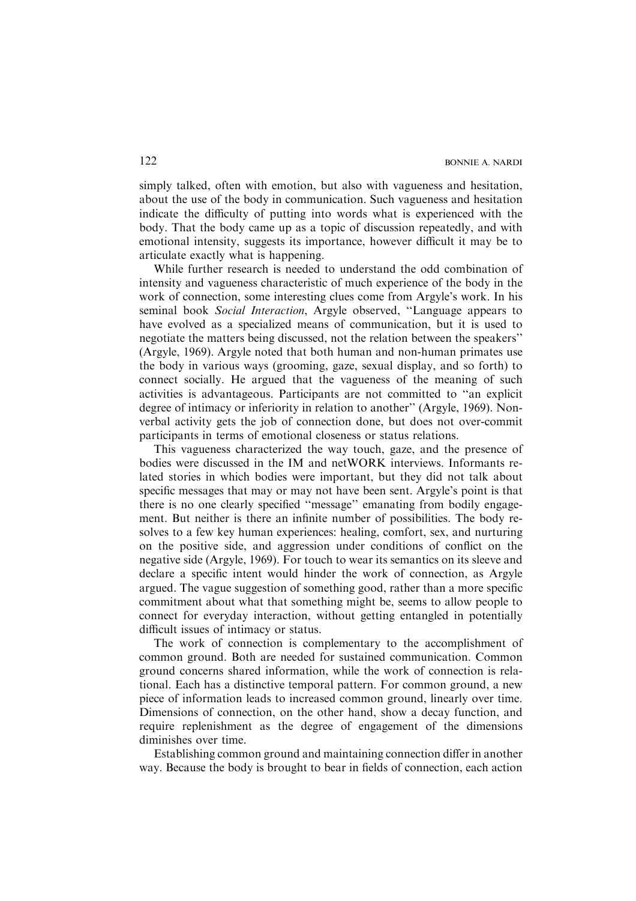simply talked, often with emotion, but also with vagueness and hesitation, about the use of the body in communication. Such vagueness and hesitation indicate the difficulty of putting into words what is experienced with the body. That the body came up as a topic of discussion repeatedly, and with emotional intensity, suggests its importance, however difficult it may be to articulate exactly what is happening.

While further research is needed to understand the odd combination of intensity and vagueness characteristic of much experience of the body in the work of connection, some interesting clues come from Argyle's work. In his seminal book *Social Interaction*, Argyle observed, "Language appears to have evolved as a specialized means of communication, but it is used to negotiate the matters being discussed, not the relation between the speakers" (Argyle, 1969). Argyle noted that both human and non-human primates use the body in various ways (grooming, gaze, sexual display, and so forth) to connect socially. He argued that the vagueness of the meaning of such activities is advantageous. Participants are not committed to "an explicit degree of intimacy or inferiority in relation to another" (Argyle, 1969). Non-verbal activity gets the job of connection done, but does not over-commit participants in terms of emotional closeness or status relations.

This vagueness characterized the way touch, gaze, and the presence of bodies were discussed in the IM and netWORK interviews. Informants related stories in which bodies were important, but they did not talk about specific messages that may or may not have been sent. Argyle's point is that there is no one clearly specified "message" emanating from bodily engagement. But neither is there an infinite number of possibilities. The body resolves to a few key human experiences: healing, comfort, sex, and nurturing on the positive side, and aggression under conditions of conflict on the negative side (Argyle, 1969). For touch to wear its semantics on its sleeve and declare a specific intent would hinder the work of connection, as Argyle argued. The vague suggestion of something good, rather than a more specific commitment about what that something might be, seems to allow people to connect for everyday interaction, without getting entangled in potentially difficult issues of intimacy or status.

The work of connection is complementary to the accomplishment of common ground. Both are needed for sustained communication. Common ground concerns shared information, while the work of connection is relational. Each has a distinctive temporal pattern. For common ground, a new piece of information leads to increased common ground, linearly over time. Dimensions of connection, on the other hand, show a decay function, and require replenishment as the degree of engagement of the dimensions diminishes over time.

Establishing common ground and maintaining connection differ in another way. Because the body is brought to bear in fields of connection, each action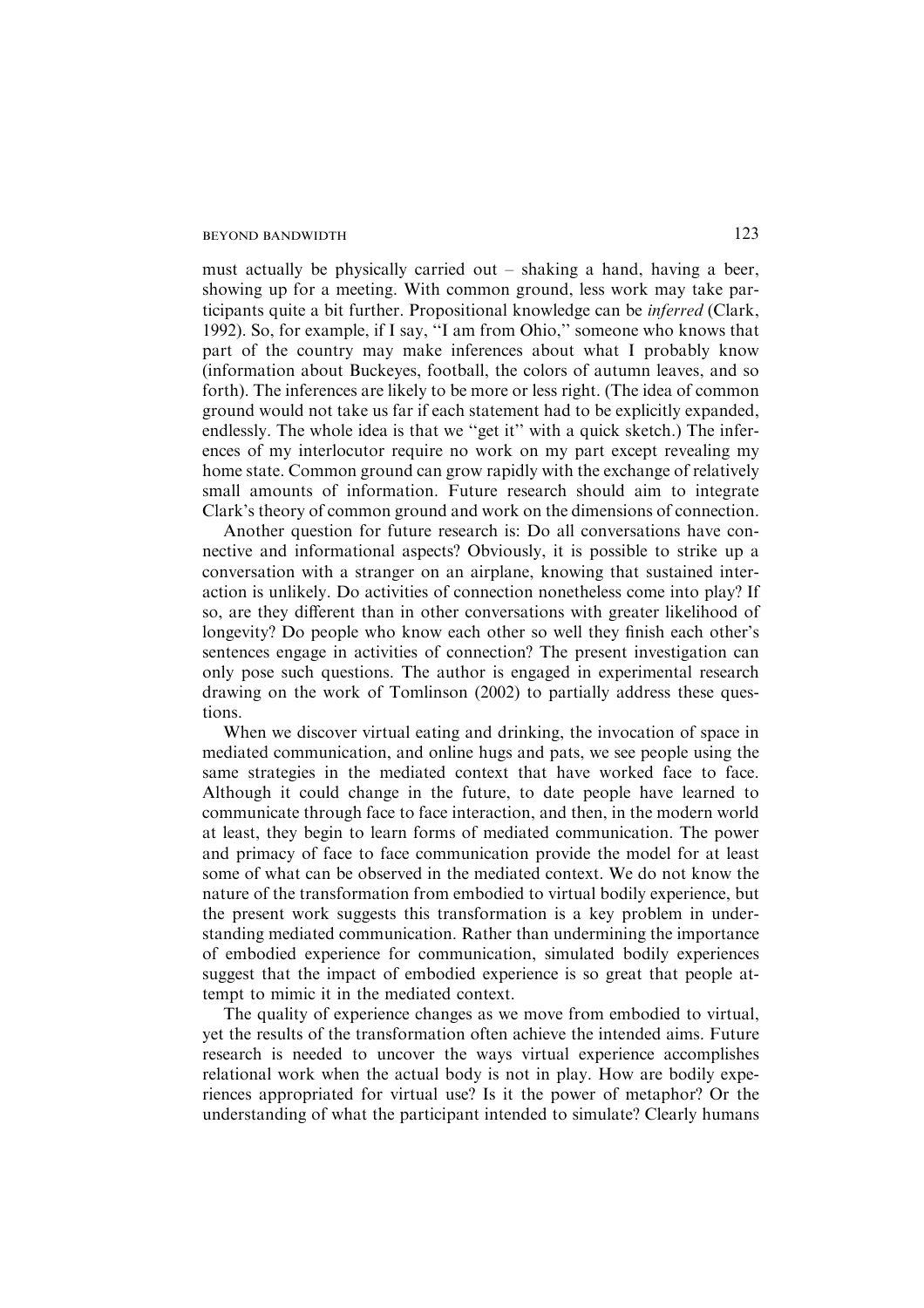must actually be physically carried out – shaking a hand, having a beer, showing up for a meeting. With common ground, less work may take participants quite a bit further. Propositional knowledge can be *inferred* (Clark, 1992). So, for example, if I say, "I am from Ohio," someone who knows that part of the country may make inferences about what I probably know (information about Buckeyes, football, the colors of autumn leaves, and so forth). The inferences are likely to be more or less right. (The idea of common ground would not take us far if each statement had to be explicitly expanded, endlessly. The whole idea is that we "get it" with a quick sketch.) The inferences of my interlocutor require no work on my part except revealing my home state. Common ground can grow rapidly with the exchange of relatively small amounts of information. Future research should aim to integrate Clark's theory of common ground and work on the dimensions of connection.

Another question for future research is: Do all conversations have connective and informational aspects? Obviously, it is possible to strike up a conversation with a stranger on an airplane, knowing that sustained interaction is unlikely. Do activities of connection nonetheless come into play? If so, are they different than in other conversations with greater likelihood of longevity? Do people who know each other so well they finish each other's sentences engage in activities of connection? The present investigation can only pose such questions. The author is engaged in experimental research drawing on the work of Tomlinson (2002) to partially address these questions.

When we discover virtual eating and drinking, the invocation of space in mediated communication, and online hugs and pats, we see people using the same strategies in the mediated context that have worked face to face. Although it could change in the future, to date people have learned to communicate through face to face interaction, and then, in the modern world at least, they begin to learn forms of mediated communication. The power and primacy of face to face communication provide the model for at least some of what can be observed in the mediated context. We do not know the nature of the transformation from embodied to virtual bodily experience, but the present work suggests this transformation is a key problem in understanding mediated communication. Rather than undermining the importance of embodied experience for communication, simulated bodily experiences suggest that the impact of embodied experience is so great that people attempt to mimic it in the mediated context.

The quality of experience changes as we move from embodied to virtual, yet the results of the transformation often achieve the intended aims. Future research is needed to uncover the ways virtual experience accomplishes relational work when the actual body is not in play. How are bodily experiences appropriated for virtual use? Is it the power of metaphor? Or the understanding of what the participant intended to simulate? Clearly humans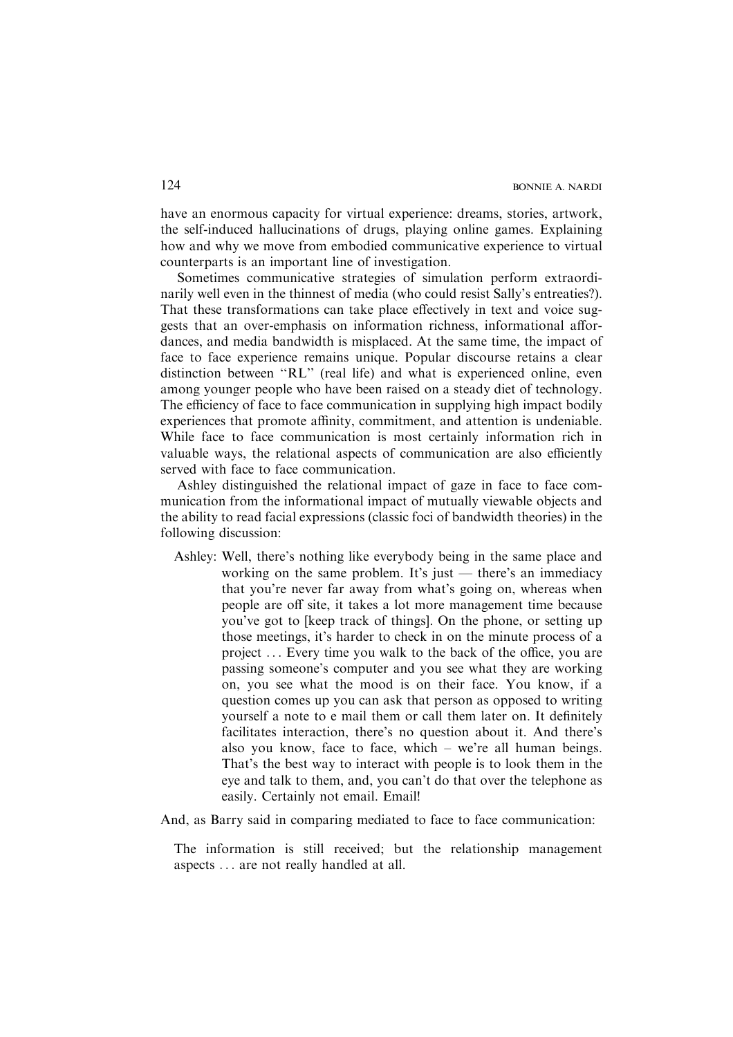have an enormous capacity for virtual experience: dreams, stories, artwork, the self-induced hallucinations of drugs, playing online games. Explaining how and why we move from embodied communicative experience to virtual counterparts is an important line of investigation.

Sometimes communicative strategies of simulation perform extraordinarily well even in the thinnest of media (who could resist Sally's entreaties?). That these transformations can take place effectively in text and voice suggests that an over-emphasis on information richness, informational affordances, and media bandwidth is misplaced. At the same time, the impact of face to face experience remains unique. Popular discourse retains a clear distinction between "RL" (real life) and what is experienced online, even among younger people who have been raised on a steady diet of technology. The efficiency of face to face communication in supplying high impact bodily experiences that promote affinity, commitment, and attention is undeniable. While face to face communication is most certainly information rich in valuable ways, the relational aspects of communication are also efficiently served with face to face communication.

Ashley distinguished the relational impact of gaze in face to face communication from the informational impact of mutually viewable objects and the ability to read facial expressions (classic foci of bandwidth theories) in the following discussion:

> Ashley: Well, there's nothing like everybody being in the same place and working on the same problem. It's just — there's an immediacy that you're never far away from what's going on, whereas when people are off site, it takes a lot more management time because you've got to [keep track of things]. On the phone, or setting up those meetings, it's harder to check in on the minute process of a project ... Every time you walk to the back of the office, you are passing someone's computer and you see what they are working on, you see what the mood is on their face. You know, if a question comes up you can ask that person as opposed to writing yourself a note to e mail them or call them later on. It definitely facilitates interaction, there's no question about it. And there's also you know, face to face, which – we're all human beings. That's the best way to interact with people is to look them in the eye and talk to them, and, you can't do that over the telephone as easily. Certainly not email. Email!

And, as Barry said in comparing mediated to face to face communication:

> The information is still received; but the relationship management aspects ... are not really handled at all.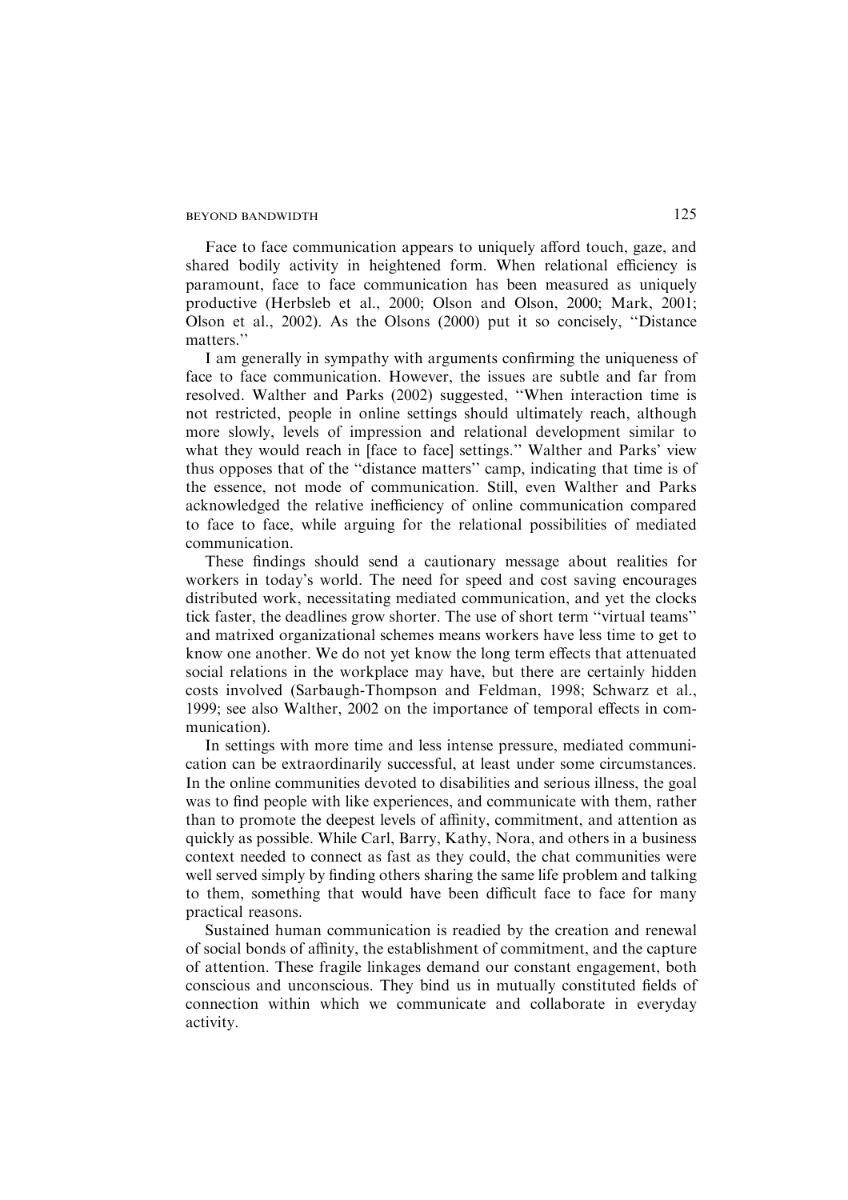Face to face communication appears to uniquely afford touch, gaze, and shared bodily activity in heightened form. When relational efficiency is paramount, face to face communication has been measured as uniquely productive (Herbsleb et al., 2000; Olson and Olson, 2000; Mark, 2001; Olson et al., 2002). As the Olsons (2000) put it so concisely, "Distance matters."

I am generally in sympathy with arguments confirming the uniqueness of face to face communication. However, the issues are subtle and far from resolved. Walther and Parks (2002) suggested, "When interaction time is not restricted, people in online settings should ultimately reach, although more slowly, levels of impression and relational development similar to what they would reach in [face to face] settings." Walther and Parks' view thus opposes that of the "distance matters" camp, indicating that time is of the essence, not mode of communication. Still, even Walther and Parks acknowledged the relative inefficiency of online communication compared to face to face, while arguing for the relational possibilities of mediated communication.

These findings should send a cautionary message about realities for workers in today's world. The need for speed and cost saving encourages distributed work, necessitating mediated communication, and yet the clocks tick faster, the deadlines grow shorter. The use of short term "virtual teams" and matrixed organizational schemes means workers have less time to get to know one another. We do not yet know the long term effects that attenuated social relations in the workplace may have, but there are certainly hidden costs involved (Sarbaugh-Thompson and Feldman, 1998; Schwarz et al., 1999; see also Walther, 2002 on the importance of temporal effects in communication).

In settings with more time and less intense pressure, mediated communication can be extraordinarily successful, at least under some circumstances. In the online communities devoted to disabilities and serious illness, the goal was to find people with like experiences, and communicate with them, rather than to promote the deepest levels of affinity, commitment, and attention as quickly as possible. While Carl, Barry, Kathy, Nora, and others in a business context needed to connect as fast as they could, the chat communities were well served simply by finding others sharing the same life problem and talking to them, something that would have been difficult face to face for many practical reasons.

Sustained human communication is readied by the creation and renewal of social bonds of affinity, the establishment of commitment, and the capture of attention. These fragile linkages demand our constant engagement, both conscious and unconscious. They bind us in mutually constituted fields of connection within which we communicate and collaborate in everyday activity.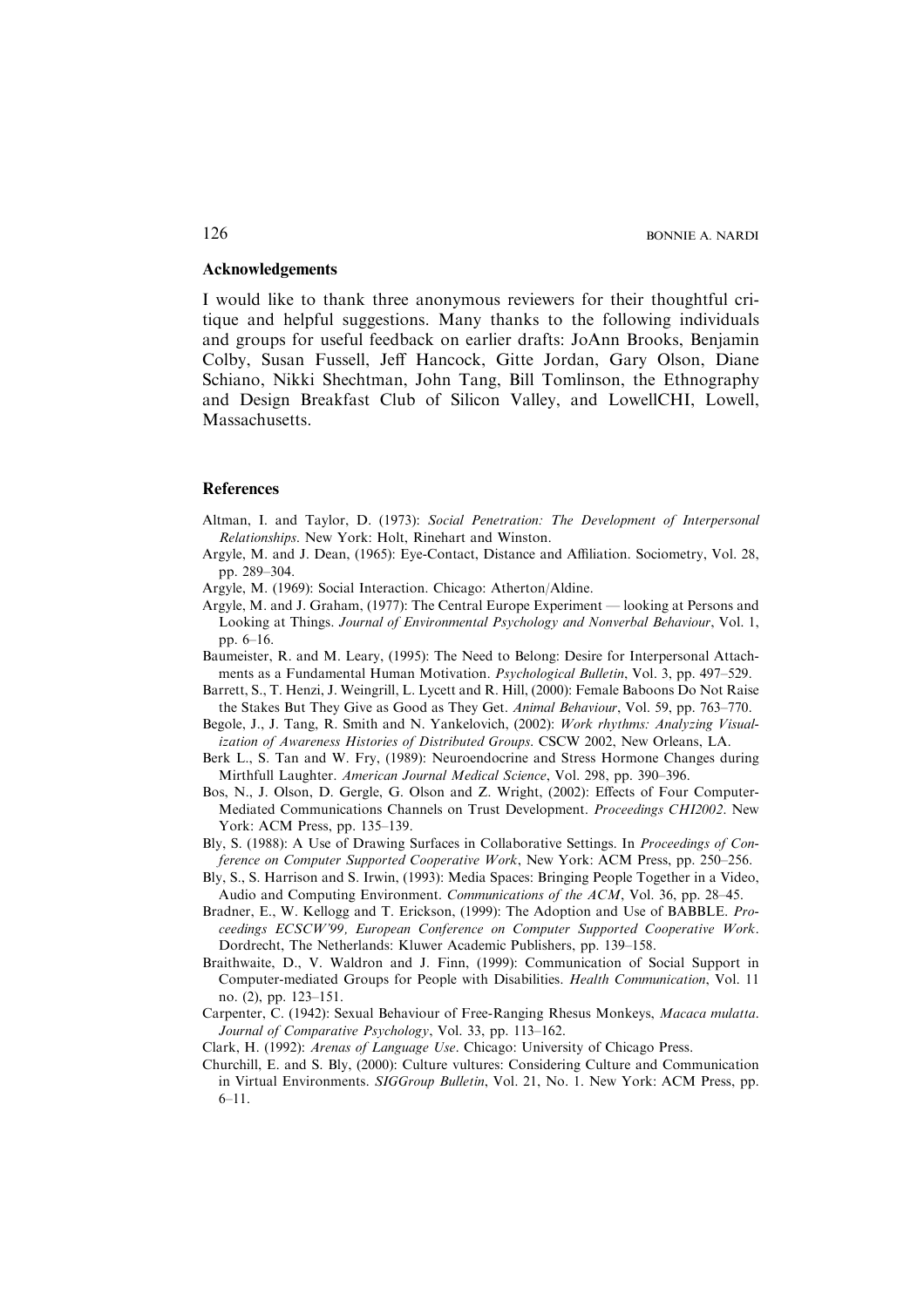## Acknowledgements

I would like to thank three anonymous reviewers for their thoughtful critique and helpful suggestions. Many thanks to the following individuals and groups for useful feedback on earlier drafts: JoAnn Brooks, Benjamin Colby, Susan Fussell, Jeff Hancock, Gitte Jordan, Gary Olson, Diane Schiano, Nikki Shechtman, John Tang, Bill Tomlinson, the Ethnography and Design Breakfast Club of Silicon Valley, and LowellCHI, Lowell, Massachusetts.

## References

Altman, I. and Taylor, D. (1973): *Social Penetration: The Development of Interpersonal Relationships*. New York: Holt, Rinehart and Winston.

Argyle, M. and J. Dean, (1965): Eye-Contact, Distance and Affiliation. Sociometry, Vol. 28, pp. 289–304.

Argyle, M. (1969): Social Interaction. Chicago: Atherton/Aldine.

Argyle, M. and J. Graham, (1977): The Central Europe Experiment — looking at Persons and Looking at Things. *Journal of Environmental Psychology and Nonverbal Behaviour*, Vol. 1, pp. 6–16.

Baumeister, R. and M. Leary, (1995): The Need to Belong: Desire for Interpersonal Attachments as a Fundamental Human Motivation. *Psychological Bulletin*, Vol. 3, pp. 497–529.

Barrett, S., T. Henzi, J. Weingrill, L. Lycett and R. Hill, (2000): Female Baboons Do Not Raise the Stakes But They Give as Good as They Get. *Animal Behaviour*, Vol. 59, pp. 763–770.

Begole, J., J. Tang, R. Smith and N. Yankelovich, (2002): *Work rhythms: Analyzing Visualization of Awareness Histories of Distributed Groups*. CSCW 2002, New Orleans, LA.

Berk L., S. Tan and W. Fry, (1989): Neuroendocrine and Stress Hormone Changes during Mirthfull Laughter. *American Journal Medical Science*, Vol. 298, pp. 390–396.

Bos, N., J. Olson, D. Gergle, G. Olson and Z. Wright, (2002): Effects of Four Computer-Mediated Communications Channels on Trust Development. *Proceedings CHI2002*. New York: ACM Press, pp. 135–139.

Bly, S. (1988): A Use of Drawing Surfaces in Collaborative Settings. In *Proceedings of Conference on Computer Supported Cooperative Work*, New York: ACM Press, pp. 250–256.

Bly, S., S. Harrison and S. Irwin, (1993): Media Spaces: Bringing People Together in a Video, Audio and Computing Environment. *Communications of the ACM*, Vol. 36, pp. 28–45.

Bradner, E., W. Kellogg and T. Erickson, (1999): The Adoption and Use of BABBLE. *Proceedings ECSCW'99, European Conference on Computer Supported Cooperative Work*. Dordrecht, The Netherlands: Kluwer Academic Publishers, pp. 139–158.

Braithwaite, D., V. Waldron and J. Finn, (1999): Communication of Social Support in Computer-mediated Groups for People with Disabilities. *Health Communication*, Vol. 11 no. (2), pp. 123–151.

Carpenter, C. (1942): Sexual Behaviour of Free-Ranging Rhesus Monkeys, *Macaca mulatta*. *Journal of Comparative Psychology*, Vol. 33, pp. 113–162.

Clark, H. (1992): *Arenas of Language Use*. Chicago: University of Chicago Press.

Churchill, E. and S. Bly, (2000): Culture vultures: Considering Culture and Communication in Virtual Environments. *SIGGroup Bulletin*, Vol. 21, No. 1. New York: ACM Press, pp. 6–11.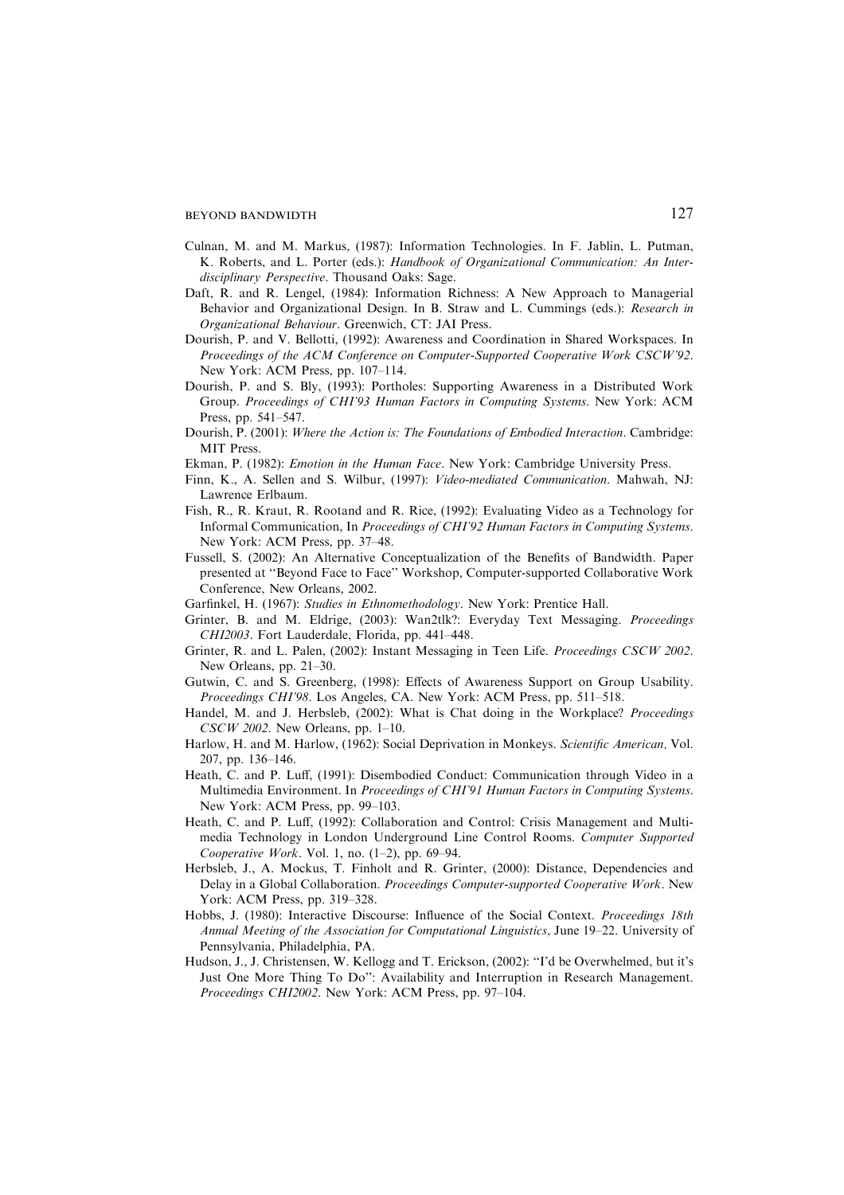Culnan, M. and M. Markus, (1987): Information Technologies. In F. Jablin, L. Putman, K. Roberts, and L. Porter (eds.): *Handbook of Organizational Communication: An Interdisciplinary Perspective*. Thousand Oaks: Sage.

Daft, R. and R. Lengel, (1984): Information Richness: A New Approach to Managerial Behavior and Organizational Design. In B. Straw and L. Cummings (eds.): *Research in Organizational Behaviour*. Greenwich, CT: JAI Press.

Dourish, P. and V. Bellotti, (1992): Awareness and Coordination in Shared Workspaces. In *Proceedings of the ACM Conference on Computer-Supported Cooperative Work CSCW'92*. New York: ACM Press, pp. 107–114.

Dourish, P. and S. Bly, (1993): Portholes: Supporting Awareness in a Distributed Work Group. *Proceedings of CHI'93 Human Factors in Computing Systems*. New York: ACM Press, pp. 541–547.

Dourish, P. (2001): *Where the Action is: The Foundations of Embodied Interaction*. Cambridge: MIT Press.

Ekman, P. (1982): *Emotion in the Human Face*. New York: Cambridge University Press.

Finn, K., A. Sellen and S. Wilbur, (1997): *Video-mediated Communication*. Mahwah, NJ: Lawrence Erlbaum.

Fish, R., R. Kraut, R. Rootand and R. Rice, (1992): Evaluating Video as a Technology for Informal Communication, In *Proceedings of CHI'92 Human Factors in Computing Systems*. New York: ACM Press, pp. 37–48.

Fussell, S. (2002): An Alternative Conceptualization of the Benefits of Bandwidth. Paper presented at "Beyond Face to Face" Workshop, Computer-supported Collaborative Work Conference, New Orleans, 2002.

Garfinkel, H. (1967): *Studies in Ethnomethodology*. New York: Prentice Hall.

Grinter, B. and M. Eldrige, (2003): Wan2tlk?: Everyday Text Messaging. *Proceedings CHI2003*. Fort Lauderdale, Florida, pp. 441–448.

Grinter, R. and L. Palen, (2002): Instant Messaging in Teen Life. *Proceedings CSCW 2002*. New Orleans, pp. 21–30.

Gutwin, C. and S. Greenberg, (1998): Effects of Awareness Support on Group Usability. *Proceedings CHI'98*. Los Angeles, CA. New York: ACM Press, pp. 511–518.

Handel, M. and J. Herbsleb, (2002): What is Chat doing in the Workplace? *Proceedings CSCW 2002*. New Orleans, pp. 1–10.

Harlow, H. and M. Harlow, (1962): Social Deprivation in Monkeys. *Scientific American*, Vol. 207, pp. 136–146.

Heath, C. and P. Luff, (1991): Disembodied Conduct: Communication through Video in a Multimedia Environment. In *Proceedings of CHI'91 Human Factors in Computing Systems*. New York: ACM Press, pp. 99–103.

Heath, C. and P. Luff, (1992): Collaboration and Control: Crisis Management and Multimedia Technology in London Underground Line Control Rooms. *Computer Supported Cooperative Work*. Vol. 1, no. (1–2), pp. 69–94.

Herbsleb, J., A. Mockus, T. Finholt and R. Grinter, (2000): Distance, Dependencies and Delay in a Global Collaboration. *Proceedings Computer-supported Cooperative Work*. New York: ACM Press, pp. 319–328.

Hobbs, J. (1980): Interactive Discourse: Influence of the Social Context. *Proceedings 18th Annual Meeting of the Association for Computational Linguistics*, June 19–22. University of Pennsylvania, Philadelphia, PA.

Hudson, J., J. Christensen, W. Kellogg and T. Erickson, (2002): "I'd be Overwhelmed, but it's Just One More Thing To Do": Availability and Interruption in Research Management. *Proceedings CHI2002*. New York: ACM Press, pp. 97–104.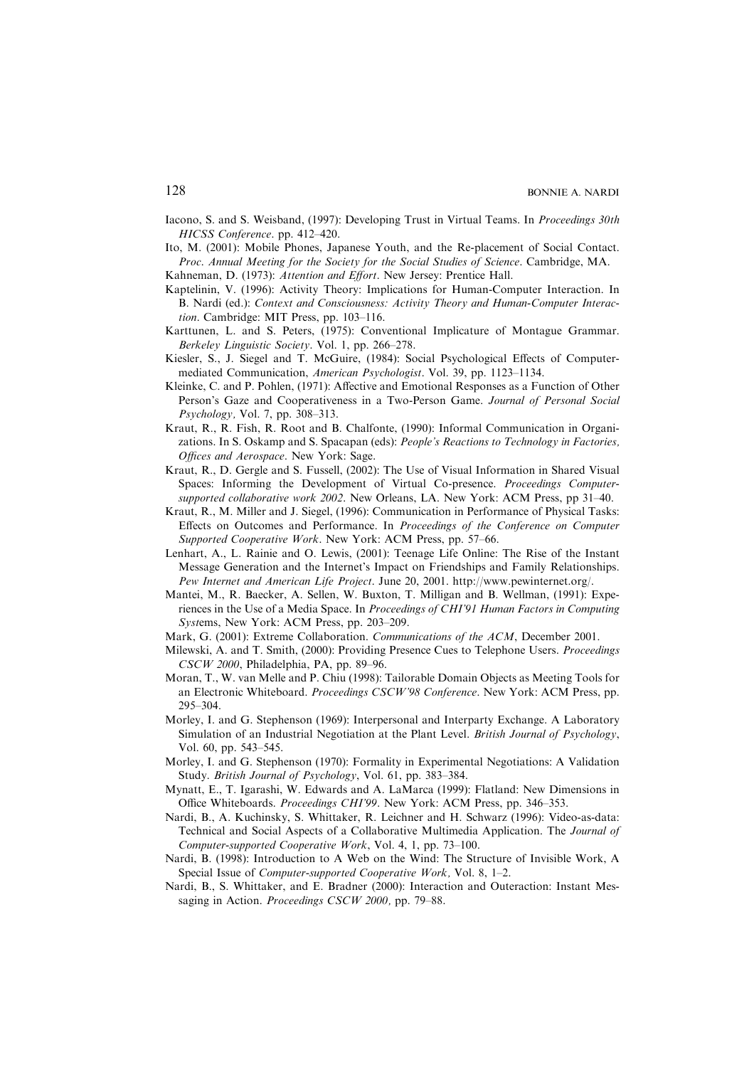Iacono, S. and S. Weisband, (1997): Developing Trust in Virtual Teams. In *Proceedings 30th HICSS Conference*. pp. 412–420.

Ito, M. (2001): Mobile Phones, Japanese Youth, and the Re-placement of Social Contact. *Proc. Annual Meeting for the Society for the Social Studies of Science*. Cambridge, MA.

Kahneman, D. (1973): *Attention and Effort*. New Jersey: Prentice Hall.

Kaptelinin, V. (1996): Activity Theory: Implications for Human-Computer Interaction. In B. Nardi (ed.): *Context and Consciousness: Activity Theory and Human-Computer Interaction*. Cambridge: MIT Press, pp. 103–116.

Karttunen, L. and S. Peters, (1975): Conventional Implicature of Montague Grammar. *Berkeley Linguistic Society*. Vol. 1, pp. 266–278.

Kiesler, S., J. Siegel and T. McGuire, (1984): Social Psychological Effects of Computer-mediated Communication, *American Psychologist*. Vol. 39, pp. 1123–1134.

Kleinke, C. and P. Pohlen, (1971): Affective and Emotional Responses as a Function of Other Person's Gaze and Cooperativeness in a Two-Person Game. *Journal of Personal Social Psychology*, Vol. 7, pp. 308–313.

Kraut, R., R. Fish, R. Root and B. Chalfonte, (1990): Informal Communication in Organizations. In S. Oskamp and S. Spacapan (eds): *People's Reactions to Technology in Factories, Offices and Aerospace*. New York: Sage.

Kraut, R., D. Gergle and S. Fussell, (2002): The Use of Visual Information in Shared Visual Spaces: Informing the Development of Virtual Co-presence. *Proceedings Computer-supported collaborative work 2002*. New Orleans, LA. New York: ACM Press, pp 31–40.

Kraut, R., M. Miller and J. Siegel, (1996): Communication in Performance of Physical Tasks: Effects on Outcomes and Performance. In *Proceedings of the Conference on Computer Supported Cooperative Work*. New York: ACM Press, pp. 57–66.

Lenhart, A., L. Rainie and O. Lewis, (2001): Teenage Life Online: The Rise of the Instant Message Generation and the Internet's Impact on Friendships and Family Relationships. *Pew Internet and American Life Project*. June 20, 2001. http://www.pewinternet.org/.

Mantei, M., R. Baecker, A. Sellen, W. Buxton, T. Milligan and B. Wellman, (1991): Experiences in the Use of a Media Space. In *Proceedings of CHI'91 Human Factors in Computing Systems*, New York: ACM Press, pp. 203–209.

Mark, G. (2001): Extreme Collaboration. *Communications of the ACM*, December 2001.

Milewski, A. and T. Smith, (2000): Providing Presence Cues to Telephone Users. *Proceedings CSCW 2000*, Philadelphia, PA, pp. 89–96.

Moran, T., W. van Melle and P. Chiu (1998): Tailorable Domain Objects as Meeting Tools for an Electronic Whiteboard. *Proceedings CSCW'98 Conference*. New York: ACM Press, pp. 295–304.

Morley, I. and G. Stephenson (1969): Interpersonal and Interparty Exchange. A Laboratory Simulation of an Industrial Negotiation at the Plant Level. *British Journal of Psychology*, Vol. 60, pp. 543–545.

Morley, I. and G. Stephenson (1970): Formality in Experimental Negotiations: A Validation Study. *British Journal of Psychology*, Vol. 61, pp. 383–384.

Mynatt, E., T. Igarashi, W. Edwards and A. LaMarca (1999): Flatland: New Dimensions in Office Whiteboards. *Proceedings CHI'99*. New York: ACM Press, pp. 346–353.

Nardi, B., A. Kuchinsky, S. Whittaker, R. Leichner and H. Schwarz (1996): Video-as-data: Technical and Social Aspects of a Collaborative Multimedia Application. The *Journal of Computer-supported Cooperative Work*, Vol. 4, 1, pp. 73–100.

Nardi, B. (1998): Introduction to A Web on the Wind: The Structure of Invisible Work, A Special Issue of *Computer-supported Cooperative Work*, Vol. 8, 1–2.

Nardi, B., S. Whittaker, and E. Bradner (2000): Interaction and Outeraction: Instant Messaging in Action. *Proceedings CSCW 2000*, pp. 79–88.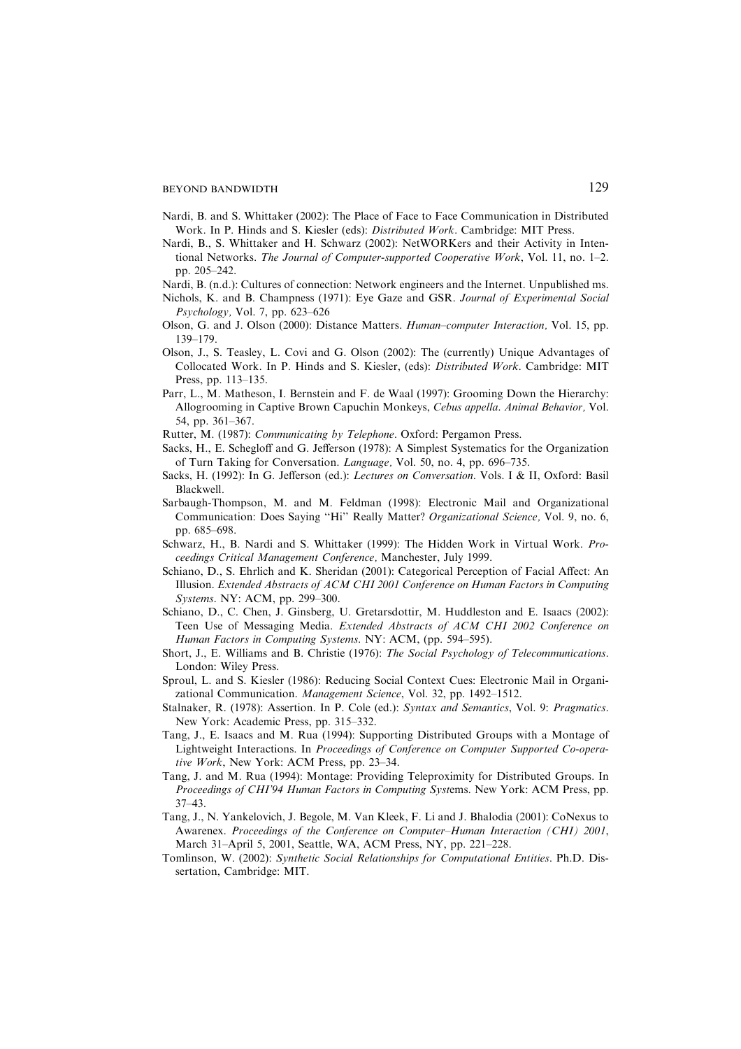Nardi, B. and S. Whittaker (2002): The Place of Face to Face Communication in Distributed Work. In P. Hinds and S. Kiesler (eds): *Distributed Work*. Cambridge: MIT Press.

Nardi, B., S. Whittaker and H. Schwarz (2002): NetWORKers and their Activity in Intentional Networks. *The Journal of Computer-supported Cooperative Work*, Vol. 11, no. 1–2. pp. 205–242.

Nardi, B. (n.d.): Cultures of connection: Network engineers and the Internet. Unpublished ms.

Nichols, K. and B. Champness (1971): Eye Gaze and GSR. *Journal of Experimental Social Psychology,* Vol. 7, pp. 623–626

Olson, G. and J. Olson (2000): Distance Matters. *Human–computer Interaction,* Vol. 15, pp. 139–179.

Olson, J., S. Teasley, L. Covi and G. Olson (2002): The (currently) Unique Advantages of Collocated Work. In P. Hinds and S. Kiesler, (eds): *Distributed Work*. Cambridge: MIT Press, pp. 113–135.

Parr, L., M. Matheson, I. Bernstein and F. de Waal (1997): Grooming Down the Hierarchy: Allogrooming in Captive Brown Capuchin Monkeys, *Cebus appella*. *Animal Behavior,* Vol. 54, pp. 361–367.

Rutter, M. (1987): *Communicating by Telephone*. Oxford: Pergamon Press.

Sacks, H., E. Schegloff and G. Jefferson (1978): A Simplest Systematics for the Organization of Turn Taking for Conversation. *Language,* Vol. 50, no. 4, pp. 696–735.

Sacks, H. (1992): In G. Jefferson (ed.): *Lectures on Conversation*. Vols. I & II, Oxford: Basil Blackwell.

Sarbaugh-Thompson, M. and M. Feldman (1998): Electronic Mail and Organizational Communication: Does Saying "Hi" Really Matter? *Organizational Science,* Vol. 9, no. 6, pp. 685–698.

Schwarz, H., B. Nardi and S. Whittaker (1999): The Hidden Work in Virtual Work. *Proceedings Critical Management Conference,* Manchester, July 1999.

Schiano, D., S. Ehrlich and K. Sheridan (2001): Categorical Perception of Facial Affect: An Illusion. *Extended Abstracts of ACM CHI 2001 Conference on Human Factors in Computing Systems*. NY: ACM, pp. 299–300.

Schiano, D., C. Chen, J. Ginsberg, U. Gretarsdottir, M. Huddleston and E. Isaacs (2002): Teen Use of Messaging Media. *Extended Abstracts of ACM CHI 2002 Conference on Human Factors in Computing Systems*. NY: ACM, (pp. 594–595).

Short, J., E. Williams and B. Christie (1976): *The Social Psychology of Telecommunications*. London: Wiley Press.

Sproul, L. and S. Kiesler (1986): Reducing Social Context Cues: Electronic Mail in Organizational Communication. *Management Science*, Vol. 32, pp. 1492–1512.

Stalnaker, R. (1978): Assertion. In P. Cole (ed.): *Syntax and Semantics*, Vol. 9: *Pragmatics*. New York: Academic Press, pp. 315–332.

Tang, J., E. Isaacs and M. Rua (1994): Supporting Distributed Groups with a Montage of Lightweight Interactions. In *Proceedings of Conference on Computer Supported Co-operative Work*, New York: ACM Press, pp. 23–34.

Tang, J. and M. Rua (1994): Montage: Providing Teleproximity for Distributed Groups. In *Proceedings of CHI'94 Human Factors in Computing Systems*. New York: ACM Press, pp. 37–43.

Tang, J., N. Yankelovich, J. Begole, M. Van Kleek, F. Li and J. Bhalodia (2001): CoNexus to Awarenex. *Proceedings of the Conference on Computer–Human Interaction (CHI) 2001*, March 31–April 5, 2001, Seattle, WA, ACM Press, NY, pp. 221–228.

Tomlinson, W. (2002): *Synthetic Social Relationships for Computational Entities*. Ph.D. Dissertation, Cambridge: MIT.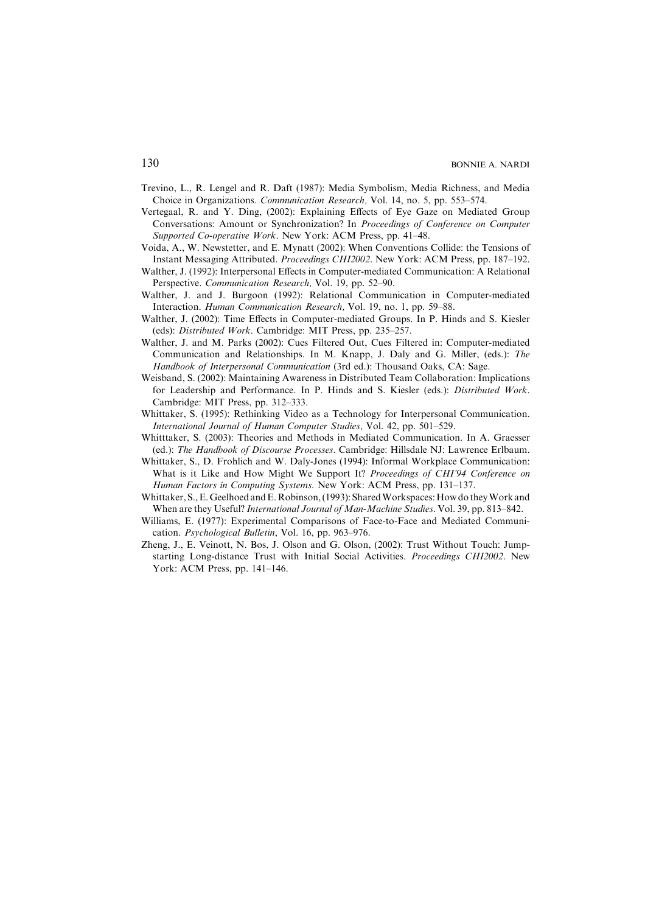Trevino, L., R. Lengel and R. Daft (1987): Media Symbolism, Media Richness, and Media Choice in Organizations. *Communication Research,* Vol. 14, no. 5, pp. 553–574.

Vertegaal, R. and Y. Ding, (2002): Explaining Effects of Eye Gaze on Mediated Group Conversations: Amount or Synchronization? In *Proceedings of Conference on Computer Supported Co-operative Work*. New York: ACM Press, pp. 41–48.

Voida, A., W. Newstetter, and E. Mynatt (2002): When Conventions Collide: the Tensions of Instant Messaging Attributed. *Proceedings CHI2002*. New York: ACM Press, pp. 187–192.

Walther, J. (1992): Interpersonal Effects in Computer-mediated Communication: A Relational Perspective. *Communication Research,* Vol. 19, pp. 52–90.

Walther, J. and J. Burgoon (1992): Relational Communication in Computer-mediated Interaction. *Human Communication Research,* Vol. 19, no. 1, pp. 59–88.

Walther, J. (2002): Time Effects in Computer-mediated Groups. In P. Hinds and S. Kiesler (eds): *Distributed Work*. Cambridge: MIT Press, pp. 235–257.

Walther, J. and M. Parks (2002): Cues Filtered Out, Cues Filtered in: Computer-mediated Communication and Relationships. In M. Knapp, J. Daly and G. Miller, (eds.): *The Handbook of Interpersonal Communication* (3rd ed.): Thousand Oaks, CA: Sage.

Weisband, S. (2002): Maintaining Awareness in Distributed Team Collaboration: Implications for Leadership and Performance. In P. Hinds and S. Kiesler (eds.): *Distributed Work*. Cambridge: MIT Press, pp. 312–333.

Whittaker, S. (1995): Rethinking Video as a Technology for Interpersonal Communication. *International Journal of Human Computer Studies,* Vol. 42, pp. 501–529.

Whitttaker, S. (2003): Theories and Methods in Mediated Communication. In A. Graesser (ed.): *The Handbook of Discourse Processes*. Cambridge: Hillsdale NJ: Lawrence Erlbaum.

Whittaker, S., D. Frohlich and W. Daly-Jones (1994): Informal Workplace Communication: What is it Like and How Might We Support It? *Proceedings of CHI'94 Conference on Human Factors in Computing Systems*. New York: ACM Press, pp. 131–137.

Whittaker, S., E. Geelhoed and E. Robinson, (1993): Shared Workspaces: How do they Work and When are they Useful? *International Journal of Man-Machine Studies*. Vol. 39, pp. 813–842.

Williams, E. (1977): Experimental Comparisons of Face-to-Face and Mediated Communication. *Psychological Bulletin*, Vol. 16, pp. 963–976.

Zheng, J., E. Veinott, N. Bos, J. Olson and G. Olson, (2002): Trust Without Touch: Jump-starting Long-distance Trust with Initial Social Activities. *Proceedings CHI2002*. New York: ACM Press, pp. 141–146.